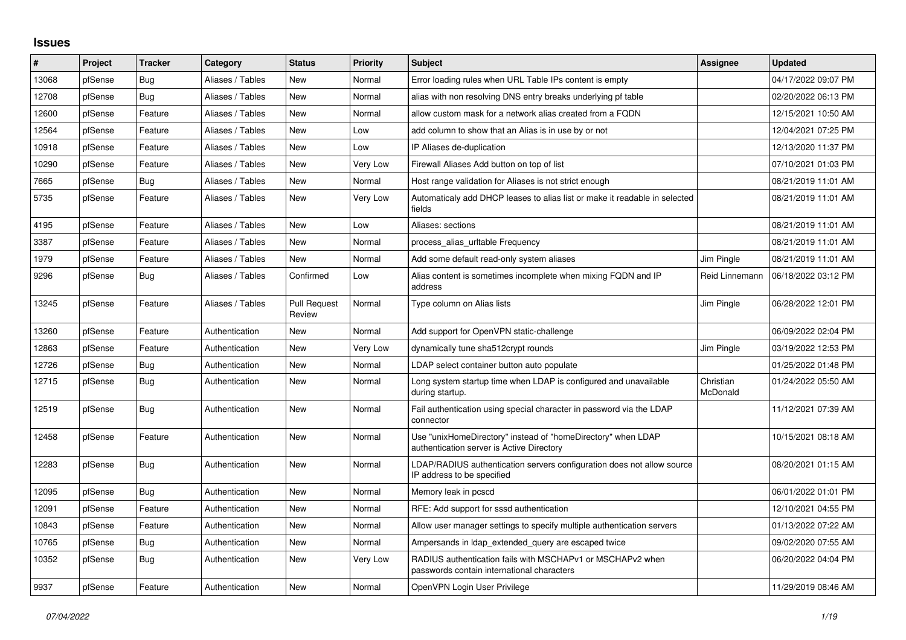# Issues

| # | Project | Tracker | Category | Status | Priority | Subject | Assignee | Updated |
|---|---|---|---|---|---|---|---|---|
| 13068 | pfSense | Bug | Aliases / Tables | New | Normal | Error loading rules when URL Table IPs content is empty | | 04/17/2022 09:07 PM |
| 12708 | pfSense | Bug | Aliases / Tables | New | Normal | alias with non resolving DNS entry breaks underlying pf table | | 02/20/2022 06:13 PM |
| 12600 | pfSense | Feature | Aliases / Tables | New | Normal | allow custom mask for a network alias created from a FQDN | | 12/15/2021 10:50 AM |
| 12564 | pfSense | Feature | Aliases / Tables | New | Low | add column to show that an Alias is in use by or not | | 12/04/2021 07:25 PM |
| 10918 | pfSense | Feature | Aliases / Tables | New | Low | IP Aliases de-duplication | | 12/13/2020 11:37 PM |
| 10290 | pfSense | Feature | Aliases / Tables | New | Very Low | Firewall Aliases Add button on top of list | | 07/10/2021 01:03 PM |
| 7665 | pfSense | Bug | Aliases / Tables | New | Normal | Host range validation for Aliases is not strict enough | | 08/21/2019 11:01 AM |
| 5735 | pfSense | Feature | Aliases / Tables | New | Very Low | Automaticaly add DHCP leases to alias list or make it readable in selected fields | | 08/21/2019 11:01 AM |
| 4195 | pfSense | Feature | Aliases / Tables | New | Low | Aliases: sections | | 08/21/2019 11:01 AM |
| 3387 | pfSense | Feature | Aliases / Tables | New | Normal | process_alias_urltable Frequency | | 08/21/2019 11:01 AM |
| 1979 | pfSense | Feature | Aliases / Tables | New | Normal | Add some default read-only system aliases | Jim Pingle | 08/21/2019 11:01 AM |
| 9296 | pfSense | Bug | Aliases / Tables | Confirmed | Low | Alias content is sometimes incomplete when mixing FQDN and IP address | Reid Linnemann | 06/18/2022 03:12 PM |
| 13245 | pfSense | Feature | Aliases / Tables | Pull Request Review | Normal | Type column on Alias lists | Jim Pingle | 06/28/2022 12:01 PM |
| 13260 | pfSense | Feature | Authentication | New | Normal | Add support for OpenVPN static-challenge | | 06/09/2022 02:04 PM |
| 12863 | pfSense | Feature | Authentication | New | Very Low | dynamically tune sha512crypt rounds | Jim Pingle | 03/19/2022 12:53 PM |
| 12726 | pfSense | Bug | Authentication | New | Normal | LDAP select container button auto populate | | 01/25/2022 01:48 PM |
| 12715 | pfSense | Bug | Authentication | New | Normal | Long system startup time when LDAP is configured and unavailable during startup. | Christian McDonald | 01/24/2022 05:50 AM |
| 12519 | pfSense | Bug | Authentication | New | Normal | Fail authentication using special character in password via the LDAP connector | | 11/12/2021 07:39 AM |
| 12458 | pfSense | Feature | Authentication | New | Normal | Use "unixHomeDirectory" instead of "homeDirectory" when LDAP authentication server is Active Directory | | 10/15/2021 08:18 AM |
| 12283 | pfSense | Bug | Authentication | New | Normal | LDAP/RADIUS authentication servers configuration does not allow source IP address to be specified | | 08/20/2021 01:15 AM |
| 12095 | pfSense | Bug | Authentication | New | Normal | Memory leak in pcscd | | 06/01/2022 01:01 PM |
| 12091 | pfSense | Feature | Authentication | New | Normal | RFE: Add support for sssd authentication | | 12/10/2021 04:55 PM |
| 10843 | pfSense | Feature | Authentication | New | Normal | Allow user manager settings to specify multiple authentication servers | | 01/13/2022 07:22 AM |
| 10765 | pfSense | Bug | Authentication | New | Normal | Ampersands in ldap_extended_query are escaped twice | | 09/02/2020 07:55 AM |
| 10352 | pfSense | Bug | Authentication | New | Very Low | RADIUS authentication fails with MSCHAPv1 or MSCHAPv2 when passwords contain international characters | | 06/20/2022 04:04 PM |
| 9937 | pfSense | Feature | Authentication | New | Normal | OpenVPN Login User Privilege | | 11/29/2019 08:46 AM |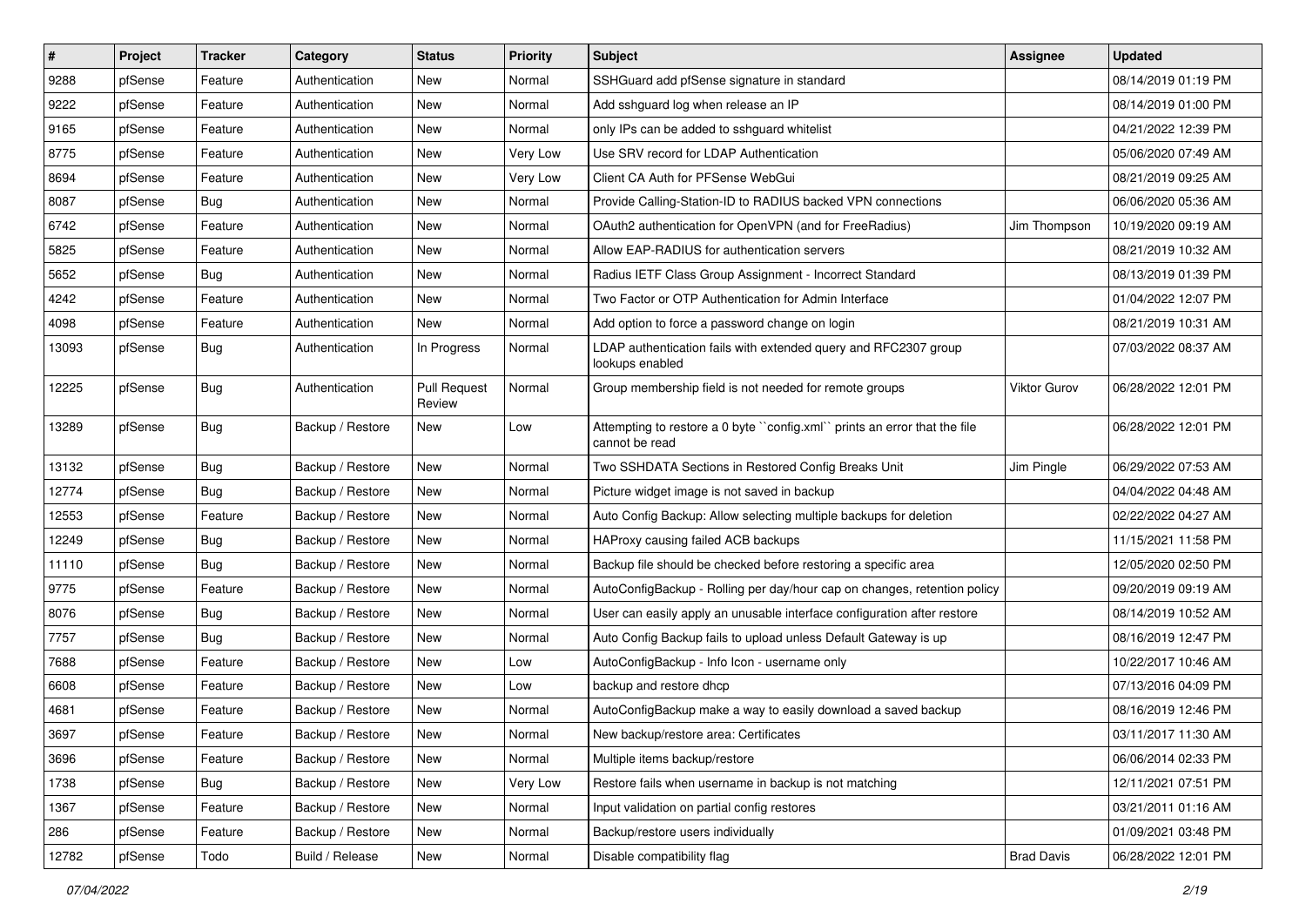| # | Project | Tracker | Category | Status | Priority | Subject | Assignee | Updated |
|---|---|---|---|---|---|---|---|---|
| 9288 | pfSense | Feature | Authentication | New | Normal | SSHGuard add pfSense signature in standard | | 08/14/2019 01:19 PM |
| 9222 | pfSense | Feature | Authentication | New | Normal | Add sshguard log when release an IP | | 08/14/2019 01:00 PM |
| 9165 | pfSense | Feature | Authentication | New | Normal | only IPs can be added to sshguard whitelist | | 04/21/2022 12:39 PM |
| 8775 | pfSense | Feature | Authentication | New | Very Low | Use SRV record for LDAP Authentication | | 05/06/2020 07:49 AM |
| 8694 | pfSense | Feature | Authentication | New | Very Low | Client CA Auth for PFSense WebGui | | 08/21/2019 09:25 AM |
| 8087 | pfSense | Bug | Authentication | New | Normal | Provide Calling-Station-ID to RADIUS backed VPN connections | | 06/06/2020 05:36 AM |
| 6742 | pfSense | Feature | Authentication | New | Normal | OAuth2 authentication for OpenVPN (and for FreeRadius) | Jim Thompson | 10/19/2020 09:19 AM |
| 5825 | pfSense | Feature | Authentication | New | Normal | Allow EAP-RADIUS for authentication servers | | 08/21/2019 10:32 AM |
| 5652 | pfSense | Bug | Authentication | New | Normal | Radius IETF Class Group Assignment - Incorrect Standard | | 08/13/2019 01:39 PM |
| 4242 | pfSense | Feature | Authentication | New | Normal | Two Factor or OTP Authentication for Admin Interface | | 01/04/2022 12:07 PM |
| 4098 | pfSense | Feature | Authentication | New | Normal | Add option to force a password change on login | | 08/21/2019 10:31 AM |
| 13093 | pfSense | Bug | Authentication | In Progress | Normal | LDAP authentication fails with extended query and RFC2307 group lookups enabled | | 07/03/2022 08:37 AM |
| 12225 | pfSense | Bug | Authentication | Pull Request Review | Normal | Group membership field is not needed for remote groups | Viktor Gurov | 06/28/2022 12:01 PM |
| 13289 | pfSense | Bug | Backup / Restore | New | Low | Attempting to restore a 0 byte ``config.xml`` prints an error that the file cannot be read | | 06/28/2022 12:01 PM |
| 13132 | pfSense | Bug | Backup / Restore | New | Normal | Two SSHDATA Sections in Restored Config Breaks Unit | Jim Pingle | 06/29/2022 07:53 AM |
| 12774 | pfSense | Bug | Backup / Restore | New | Normal | Picture widget image is not saved in backup | | 04/04/2022 04:48 AM |
| 12553 | pfSense | Feature | Backup / Restore | New | Normal | Auto Config Backup: Allow selecting multiple backups for deletion | | 02/22/2022 04:27 AM |
| 12249 | pfSense | Bug | Backup / Restore | New | Normal | HAProxy causing failed ACB backups | | 11/15/2021 11:58 PM |
| 11110 | pfSense | Bug | Backup / Restore | New | Normal | Backup file should be checked before restoring a specific area | | 12/05/2020 02:50 PM |
| 9775 | pfSense | Feature | Backup / Restore | New | Normal | AutoConfigBackup - Rolling per day/hour cap on changes, retention policy | | 09/20/2019 09:19 AM |
| 8076 | pfSense | Bug | Backup / Restore | New | Normal | User can easily apply an unusable interface configuration after restore | | 08/14/2019 10:52 AM |
| 7757 | pfSense | Bug | Backup / Restore | New | Normal | Auto Config Backup fails to upload unless Default Gateway is up | | 08/16/2019 12:47 PM |
| 7688 | pfSense | Feature | Backup / Restore | New | Low | AutoConfigBackup - Info Icon - username only | | 10/22/2017 10:46 AM |
| 6608 | pfSense | Feature | Backup / Restore | New | Low | backup and restore dhcp | | 07/13/2016 04:09 PM |
| 4681 | pfSense | Feature | Backup / Restore | New | Normal | AutoConfigBackup make a way to easily download a saved backup | | 08/16/2019 12:46 PM |
| 3697 | pfSense | Feature | Backup / Restore | New | Normal | New backup/restore area: Certificates | | 03/11/2017 11:30 AM |
| 3696 | pfSense | Feature | Backup / Restore | New | Normal | Multiple items backup/restore | | 06/06/2014 02:33 PM |
| 1738 | pfSense | Bug | Backup / Restore | New | Very Low | Restore fails when username in backup is not matching | | 12/11/2021 07:51 PM |
| 1367 | pfSense | Feature | Backup / Restore | New | Normal | Input validation on partial config restores | | 03/21/2011 01:16 AM |
| 286 | pfSense | Feature | Backup / Restore | New | Normal | Backup/restore users individually | | 01/09/2021 03:48 PM |
| 12782 | pfSense | Todo | Build / Release | New | Normal | Disable compatibility flag | Brad Davis | 06/28/2022 12:01 PM |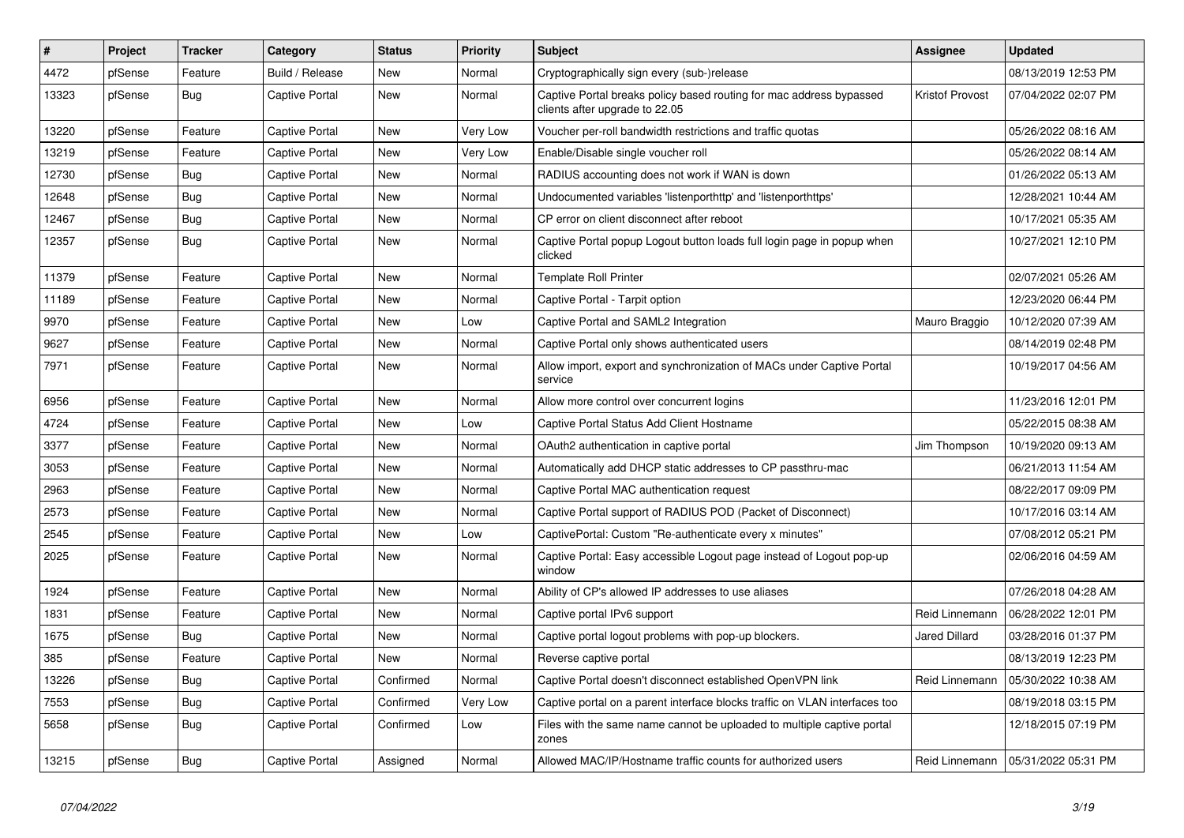| # | Project | Tracker | Category | Status | Priority | Subject | Assignee | Updated |
|---|---|---|---|---|---|---|---|---|
| 4472 | pfSense | Feature | Build / Release | New | Normal | Cryptographically sign every (sub-)release | | 08/13/2019 12:53 PM |
| 13323 | pfSense | Bug | Captive Portal | New | Normal | Captive Portal breaks policy based routing for mac address bypassed clients after upgrade to 22.05 | Kristof Provost | 07/04/2022 02:07 PM |
| 13220 | pfSense | Feature | Captive Portal | New | Very Low | Voucher per-roll bandwidth restrictions and traffic quotas | | 05/26/2022 08:16 AM |
| 13219 | pfSense | Feature | Captive Portal | New | Very Low | Enable/Disable single voucher roll | | 05/26/2022 08:14 AM |
| 12730 | pfSense | Bug | Captive Portal | New | Normal | RADIUS accounting does not work if WAN is down | | 01/26/2022 05:13 AM |
| 12648 | pfSense | Bug | Captive Portal | New | Normal | Undocumented variables 'listenporthttp' and 'listenporthttps' | | 12/28/2021 10:44 AM |
| 12467 | pfSense | Bug | Captive Portal | New | Normal | CP error on client disconnect after reboot | | 10/17/2021 05:35 AM |
| 12357 | pfSense | Bug | Captive Portal | New | Normal | Captive Portal popup Logout button loads full login page in popup when clicked | | 10/27/2021 12:10 PM |
| 11379 | pfSense | Feature | Captive Portal | New | Normal | Template Roll Printer | | 02/07/2021 05:26 AM |
| 11189 | pfSense | Feature | Captive Portal | New | Normal | Captive Portal - Tarpit option | | 12/23/2020 06:44 PM |
| 9970 | pfSense | Feature | Captive Portal | New | Low | Captive Portal and SAML2 Integration | Mauro Braggio | 10/12/2020 07:39 AM |
| 9627 | pfSense | Feature | Captive Portal | New | Normal | Captive Portal only shows authenticated users | | 08/14/2019 02:48 PM |
| 7971 | pfSense | Feature | Captive Portal | New | Normal | Allow import, export and synchronization of MACs under Captive Portal service | | 10/19/2017 04:56 AM |
| 6956 | pfSense | Feature | Captive Portal | New | Normal | Allow more control over concurrent logins | | 11/23/2016 12:01 PM |
| 4724 | pfSense | Feature | Captive Portal | New | Low | Captive Portal Status Add Client Hostname | | 05/22/2015 08:38 AM |
| 3377 | pfSense | Feature | Captive Portal | New | Normal | OAuth2 authentication in captive portal | Jim Thompson | 10/19/2020 09:13 AM |
| 3053 | pfSense | Feature | Captive Portal | New | Normal | Automatically add DHCP static addresses to CP passthru-mac | | 06/21/2013 11:54 AM |
| 2963 | pfSense | Feature | Captive Portal | New | Normal | Captive Portal MAC authentication request | | 08/22/2017 09:09 PM |
| 2573 | pfSense | Feature | Captive Portal | New | Normal | Captive Portal support of RADIUS POD (Packet of Disconnect) | | 10/17/2016 03:14 AM |
| 2545 | pfSense | Feature | Captive Portal | New | Low | CaptivePortal: Custom "Re-authenticate every x minutes" | | 07/08/2012 05:21 PM |
| 2025 | pfSense | Feature | Captive Portal | New | Normal | Captive Portal: Easy accessible Logout page instead of Logout pop-up window | | 02/06/2016 04:59 AM |
| 1924 | pfSense | Feature | Captive Portal | New | Normal | Ability of CP's allowed IP addresses to use aliases | | 07/26/2018 04:28 AM |
| 1831 | pfSense | Feature | Captive Portal | New | Normal | Captive portal IPv6 support | Reid Linnemann | 06/28/2022 12:01 PM |
| 1675 | pfSense | Bug | Captive Portal | New | Normal | Captive portal logout problems with pop-up blockers. | Jared Dillard | 03/28/2016 01:37 PM |
| 385 | pfSense | Feature | Captive Portal | New | Normal | Reverse captive portal | | 08/13/2019 12:23 PM |
| 13226 | pfSense | Bug | Captive Portal | Confirmed | Normal | Captive Portal doesn't disconnect established OpenVPN link | Reid Linnemann | 05/30/2022 10:38 AM |
| 7553 | pfSense | Bug | Captive Portal | Confirmed | Very Low | Captive portal on a parent interface blocks traffic on VLAN interfaces too | | 08/19/2018 03:15 PM |
| 5658 | pfSense | Bug | Captive Portal | Confirmed | Low | Files with the same name cannot be uploaded to multiple captive portal zones | | 12/18/2015 07:19 PM |
| 13215 | pfSense | Bug | Captive Portal | Assigned | Normal | Allowed MAC/IP/Hostname traffic counts for authorized users | Reid Linnemann | 05/31/2022 05:31 PM |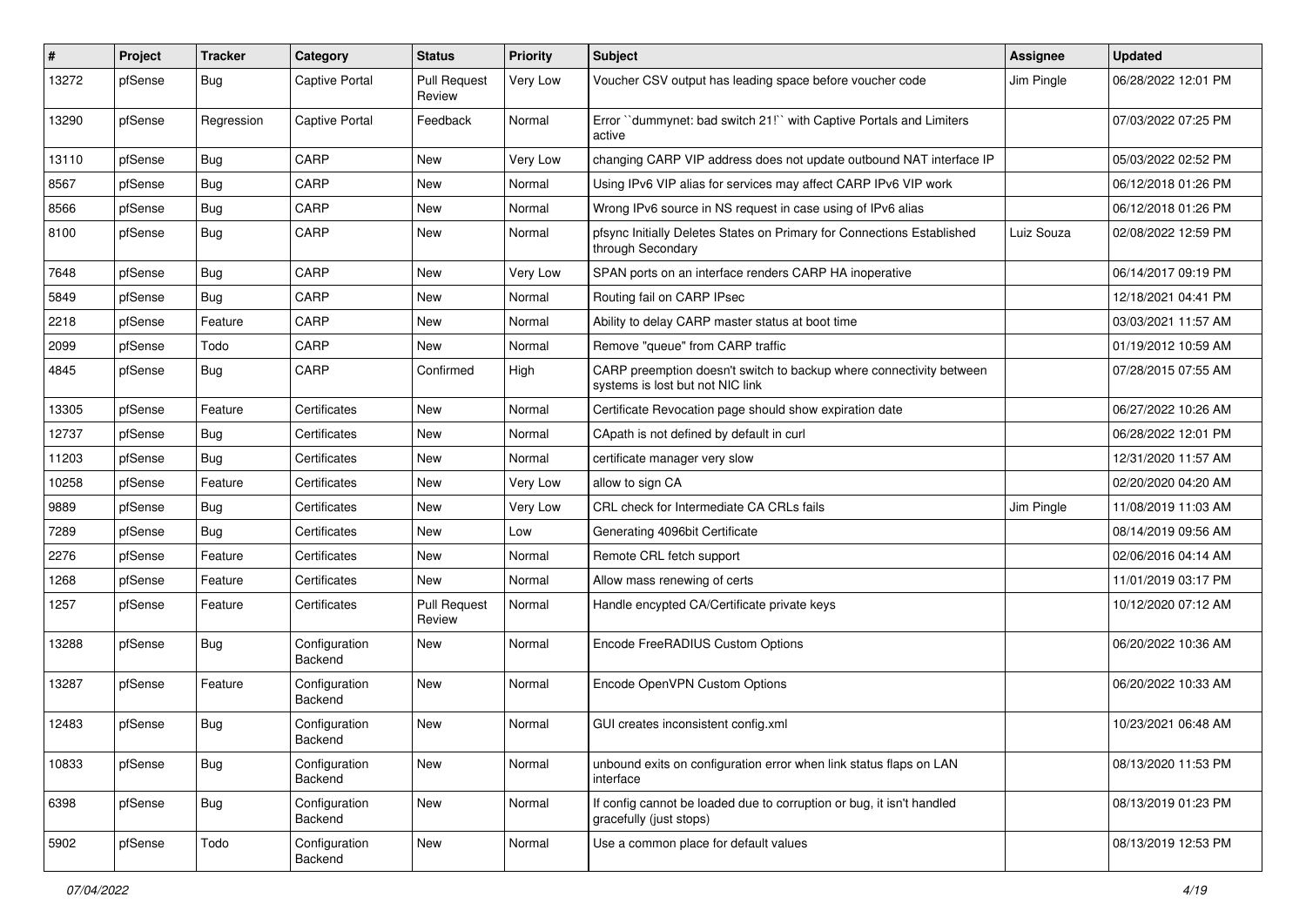| # | Project | Tracker | Category | Status | Priority | Subject | Assignee | Updated |
|---|---|---|---|---|---|---|---|---|
| 13272 | pfSense | Bug | Captive Portal | Pull Request Review | Very Low | Voucher CSV output has leading space before voucher code | Jim Pingle | 06/28/2022 12:01 PM |
| 13290 | pfSense | Regression | Captive Portal | Feedback | Normal | Error ``dummynet: bad switch 21!`` with Captive Portals and Limiters active | | 07/03/2022 07:25 PM |
| 13110 | pfSense | Bug | CARP | New | Very Low | changing CARP VIP address does not update outbound NAT interface IP | | 05/03/2022 02:52 PM |
| 8567 | pfSense | Bug | CARP | New | Normal | Using IPv6 VIP alias for services may affect CARP IPv6 VIP work | | 06/12/2018 01:26 PM |
| 8566 | pfSense | Bug | CARP | New | Normal | Wrong IPv6 source in NS request in case using of IPv6 alias | | 06/12/2018 01:26 PM |
| 8100 | pfSense | Bug | CARP | New | Normal | pfsync Initially Deletes States on Primary for Connections Established through Secondary | Luiz Souza | 02/08/2022 12:59 PM |
| 7648 | pfSense | Bug | CARP | New | Very Low | SPAN ports on an interface renders CARP HA inoperative | | 06/14/2017 09:19 PM |
| 5849 | pfSense | Bug | CARP | New | Normal | Routing fail on CARP IPsec | | 12/18/2021 04:41 PM |
| 2218 | pfSense | Feature | CARP | New | Normal | Ability to delay CARP master status at boot time | | 03/03/2021 11:57 AM |
| 2099 | pfSense | Todo | CARP | New | Normal | Remove "queue" from CARP traffic | | 01/19/2012 10:59 AM |
| 4845 | pfSense | Bug | CARP | Confirmed | High | CARP preemption doesn't switch to backup where connectivity between systems is lost but not NIC link | | 07/28/2015 07:55 AM |
| 13305 | pfSense | Feature | Certificates | New | Normal | Certificate Revocation page should show expiration date | | 06/27/2022 10:26 AM |
| 12737 | pfSense | Bug | Certificates | New | Normal | CApath is not defined by default in curl | | 06/28/2022 12:01 PM |
| 11203 | pfSense | Bug | Certificates | New | Normal | certificate manager very slow | | 12/31/2020 11:57 AM |
| 10258 | pfSense | Feature | Certificates | New | Very Low | allow to sign CA | | 02/20/2020 04:20 AM |
| 9889 | pfSense | Bug | Certificates | New | Very Low | CRL check for Intermediate CA CRLs fails | Jim Pingle | 11/08/2019 11:03 AM |
| 7289 | pfSense | Bug | Certificates | New | Low | Generating 4096bit Certificate | | 08/14/2019 09:56 AM |
| 2276 | pfSense | Feature | Certificates | New | Normal | Remote CRL fetch support | | 02/06/2016 04:14 AM |
| 1268 | pfSense | Feature | Certificates | New | Normal | Allow mass renewing of certs | | 11/01/2019 03:17 PM |
| 1257 | pfSense | Feature | Certificates | Pull Request Review | Normal | Handle encypted CA/Certificate private keys | | 10/12/2020 07:12 AM |
| 13288 | pfSense | Bug | Configuration Backend | New | Normal | Encode FreeRADIUS Custom Options | | 06/20/2022 10:36 AM |
| 13287 | pfSense | Feature | Configuration Backend | New | Normal | Encode OpenVPN Custom Options | | 06/20/2022 10:33 AM |
| 12483 | pfSense | Bug | Configuration Backend | New | Normal | GUI creates inconsistent config.xml | | 10/23/2021 06:48 AM |
| 10833 | pfSense | Bug | Configuration Backend | New | Normal | unbound exits on configuration error when link status flaps on LAN interface | | 08/13/2020 11:53 PM |
| 6398 | pfSense | Bug | Configuration Backend | New | Normal | If config cannot be loaded due to corruption or bug, it isn't handled gracefully (just stops) | | 08/13/2019 01:23 PM |
| 5902 | pfSense | Todo | Configuration Backend | New | Normal | Use a common place for default values | | 08/13/2019 12:53 PM |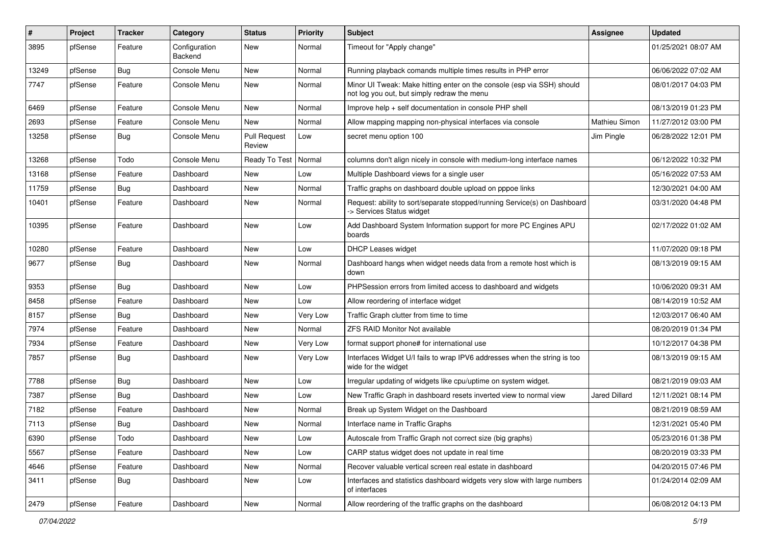| # | Project | Tracker | Category | Status | Priority | Subject | Assignee | Updated |
|---|---|---|---|---|---|---|---|---|
| 3895 | pfSense | Feature | Configuration Backend | New | Normal | Timeout for "Apply change" | | 01/25/2021 08:07 AM |
| 13249 | pfSense | Bug | Console Menu | New | Normal | Running playback comands multiple times results in PHP error | | 06/06/2022 07:02 AM |
| 7747 | pfSense | Feature | Console Menu | New | Normal | Minor UI Tweak: Make hitting enter on the console (esp via SSH) should not log you out, but simply redraw the menu | | 08/01/2017 04:03 PM |
| 6469 | pfSense | Feature | Console Menu | New | Normal | Improve help + self documentation in console PHP shell | | 08/13/2019 01:23 PM |
| 2693 | pfSense | Feature | Console Menu | New | Normal | Allow mapping mapping non-physical interfaces via console | Mathieu Simon | 11/27/2012 03:00 PM |
| 13258 | pfSense | Bug | Console Menu | Pull Request Review | Low | secret menu option 100 | Jim Pingle | 06/28/2022 12:01 PM |
| 13268 | pfSense | Todo | Console Menu | Ready To Test | Normal | columns don't align nicely in console with medium-long interface names | | 06/12/2022 10:32 PM |
| 13168 | pfSense | Feature | Dashboard | New | Low | Multiple Dashboard views for a single user | | 05/16/2022 07:53 AM |
| 11759 | pfSense | Bug | Dashboard | New | Normal | Traffic graphs on dashboard double upload on pppoe links | | 12/30/2021 04:00 AM |
| 10401 | pfSense | Feature | Dashboard | New | Normal | Request: ability to sort/separate stopped/running Service(s) on Dashboard -> Services Status widget | | 03/31/2020 04:48 PM |
| 10395 | pfSense | Feature | Dashboard | New | Low | Add Dashboard System Information support for more PC Engines APU boards | | 02/17/2022 01:02 AM |
| 10280 | pfSense | Feature | Dashboard | New | Low | DHCP Leases widget | | 11/07/2020 09:18 PM |
| 9677 | pfSense | Bug | Dashboard | New | Normal | Dashboard hangs when widget needs data from a remote host which is down | | 08/13/2019 09:15 AM |
| 9353 | pfSense | Bug | Dashboard | New | Low | PHPSession errors from limited access to dashboard and widgets | | 10/06/2020 09:31 AM |
| 8458 | pfSense | Feature | Dashboard | New | Low | Allow reordering of interface widget | | 08/14/2019 10:52 AM |
| 8157 | pfSense | Bug | Dashboard | New | Very Low | Traffic Graph clutter from time to time | | 12/03/2017 06:40 AM |
| 7974 | pfSense | Feature | Dashboard | New | Normal | ZFS RAID Monitor Not available | | 08/20/2019 01:34 PM |
| 7934 | pfSense | Feature | Dashboard | New | Very Low | format support phone# for international use | | 10/12/2017 04:38 PM |
| 7857 | pfSense | Bug | Dashboard | New | Very Low | Interfaces Widget U/I fails to wrap IPV6 addresses when the string is too wide for the widget | | 08/13/2019 09:15 AM |
| 7788 | pfSense | Bug | Dashboard | New | Low | Irregular updating of widgets like cpu/uptime on system widget. | | 08/21/2019 09:03 AM |
| 7387 | pfSense | Bug | Dashboard | New | Low | New Traffic Graph in dashboard resets inverted view to normal view | Jared Dillard | 12/11/2021 08:14 PM |
| 7182 | pfSense | Feature | Dashboard | New | Normal | Break up System Widget on the Dashboard | | 08/21/2019 08:59 AM |
| 7113 | pfSense | Bug | Dashboard | New | Normal | Interface name in Traffic Graphs | | 12/31/2021 05:40 PM |
| 6390 | pfSense | Todo | Dashboard | New | Low | Autoscale from Traffic Graph not correct size (big graphs) | | 05/23/2016 01:38 PM |
| 5567 | pfSense | Feature | Dashboard | New | Low | CARP status widget does not update in real time | | 08/20/2019 03:33 PM |
| 4646 | pfSense | Feature | Dashboard | New | Normal | Recover valuable vertical screen real estate in dashboard | | 04/20/2015 07:46 PM |
| 3411 | pfSense | Bug | Dashboard | New | Low | Interfaces and statistics dashboard widgets very slow with large numbers of interfaces | | 01/24/2014 02:09 AM |
| 2479 | pfSense | Feature | Dashboard | New | Normal | Allow reordering of the traffic graphs on the dashboard | | 06/08/2012 04:13 PM |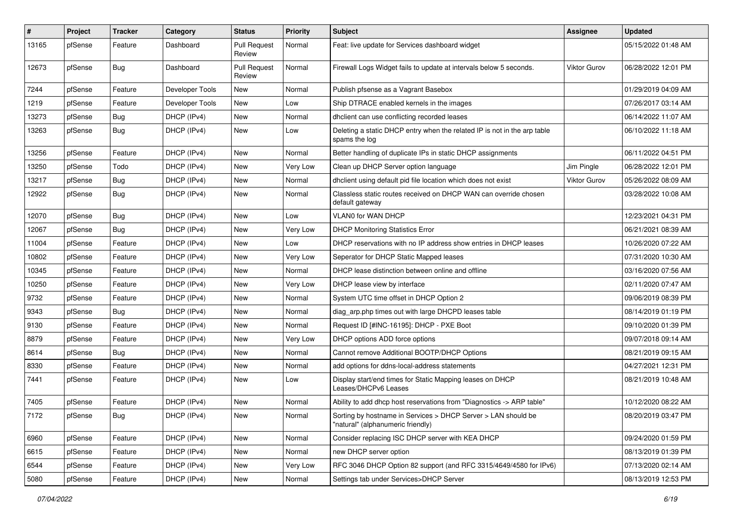| # | Project | Tracker | Category | Status | Priority | Subject | Assignee | Updated |
|---|---|---|---|---|---|---|---|---|
| 13165 | pfSense | Feature | Dashboard | Pull Request Review | Normal | Feat: live update for Services dashboard widget | | 05/15/2022 01:48 AM |
| 12673 | pfSense | Bug | Dashboard | Pull Request Review | Normal | Firewall Logs Widget fails to update at intervals below 5 seconds. | Viktor Gurov | 06/28/2022 12:01 PM |
| 7244 | pfSense | Feature | Developer Tools | New | Normal | Publish pfsense as a Vagrant Basebox | | 01/29/2019 04:09 AM |
| 1219 | pfSense | Feature | Developer Tools | New | Low | Ship DTRACE enabled kernels in the images | | 07/26/2017 03:14 AM |
| 13273 | pfSense | Bug | DHCP (IPv4) | New | Normal | dhclient can use conflicting recorded leases | | 06/14/2022 11:07 AM |
| 13263 | pfSense | Bug | DHCP (IPv4) | New | Low | Deleting a static DHCP entry when the related IP is not in the arp table spams the log | | 06/10/2022 11:18 AM |
| 13256 | pfSense | Feature | DHCP (IPv4) | New | Normal | Better handling of duplicate IPs in static DHCP assignments | | 06/11/2022 04:51 PM |
| 13250 | pfSense | Todo | DHCP (IPv4) | New | Very Low | Clean up DHCP Server option language | Jim Pingle | 06/28/2022 12:01 PM |
| 13217 | pfSense | Bug | DHCP (IPv4) | New | Normal | dhclient using default pid file location which does not exist | Viktor Gurov | 05/26/2022 08:09 AM |
| 12922 | pfSense | Bug | DHCP (IPv4) | New | Normal | Classless static routes received on DHCP WAN can override chosen default gateway | | 03/28/2022 10:08 AM |
| 12070 | pfSense | Bug | DHCP (IPv4) | New | Low | VLAN0 for WAN DHCP | | 12/23/2021 04:31 PM |
| 12067 | pfSense | Bug | DHCP (IPv4) | New | Very Low | DHCP Monitoring Statistics Error | | 06/21/2021 08:39 AM |
| 11004 | pfSense | Feature | DHCP (IPv4) | New | Low | DHCP reservations with no IP address show entries in DHCP leases | | 10/26/2020 07:22 AM |
| 10802 | pfSense | Feature | DHCP (IPv4) | New | Very Low | Seperator for DHCP Static Mapped leases | | 07/31/2020 10:30 AM |
| 10345 | pfSense | Feature | DHCP (IPv4) | New | Normal | DHCP lease distinction between online and offline | | 03/16/2020 07:56 AM |
| 10250 | pfSense | Feature | DHCP (IPv4) | New | Very Low | DHCP lease view by interface | | 02/11/2020 07:47 AM |
| 9732 | pfSense | Feature | DHCP (IPv4) | New | Normal | System UTC time offset in DHCP Option 2 | | 09/06/2019 08:39 PM |
| 9343 | pfSense | Bug | DHCP (IPv4) | New | Normal | diag_arp.php times out with large DHCPD leases table | | 08/14/2019 01:19 PM |
| 9130 | pfSense | Feature | DHCP (IPv4) | New | Normal | Request ID [#INC-16195]: DHCP - PXE Boot | | 09/10/2020 01:39 PM |
| 8879 | pfSense | Feature | DHCP (IPv4) | New | Very Low | DHCP options ADD force options | | 09/07/2018 09:14 AM |
| 8614 | pfSense | Bug | DHCP (IPv4) | New | Normal | Cannot remove Additional BOOTP/DHCP Options | | 08/21/2019 09:15 AM |
| 8330 | pfSense | Feature | DHCP (IPv4) | New | Normal | add options for ddns-local-address statements | | 04/27/2021 12:31 PM |
| 7441 | pfSense | Feature | DHCP (IPv4) | New | Low | Display start/end times for Static Mapping leases on DHCP Leases/DHCPv6 Leases | | 08/21/2019 10:48 AM |
| 7405 | pfSense | Feature | DHCP (IPv4) | New | Normal | Ability to add dhcp host reservations from "Diagnostics -> ARP table" | | 10/12/2020 08:22 AM |
| 7172 | pfSense | Bug | DHCP (IPv4) | New | Normal | Sorting by hostname in Services > DHCP Server > LAN should be "natural" (alphanumeric friendly) | | 08/20/2019 03:47 PM |
| 6960 | pfSense | Feature | DHCP (IPv4) | New | Normal | Consider replacing ISC DHCP server with KEA DHCP | | 09/24/2020 01:59 PM |
| 6615 | pfSense | Feature | DHCP (IPv4) | New | Normal | new DHCP server option | | 08/13/2019 01:39 PM |
| 6544 | pfSense | Feature | DHCP (IPv4) | New | Very Low | RFC 3046 DHCP Option 82 support (and RFC 3315/4649/4580 for IPv6) | | 07/13/2020 02:14 AM |
| 5080 | pfSense | Feature | DHCP (IPv4) | New | Normal | Settings tab under Services>DHCP Server | | 08/13/2019 12:53 PM |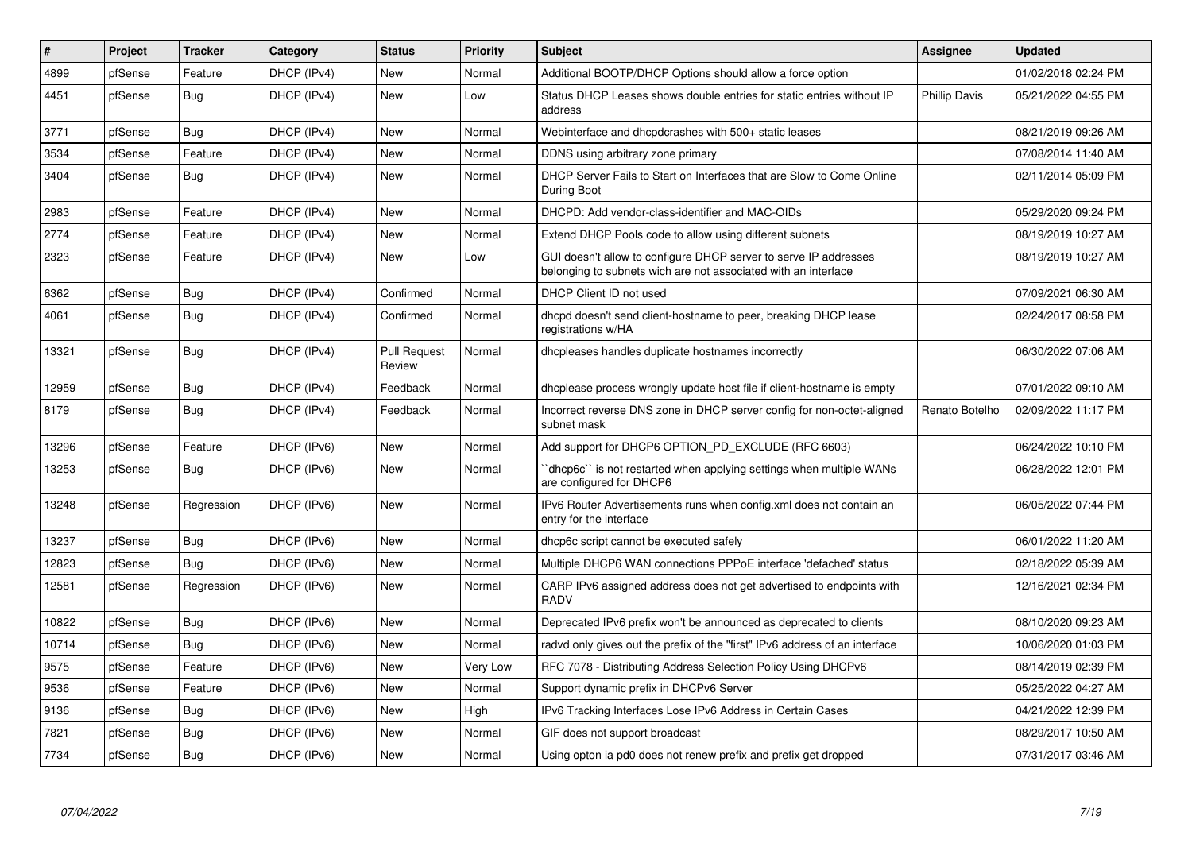| # | Project | Tracker | Category | Status | Priority | Subject | Assignee | Updated |
|---|---|---|---|---|---|---|---|---|
| 4899 | pfSense | Feature | DHCP (IPv4) | New | Normal | Additional BOOTP/DHCP Options should allow a force option | | 01/02/2018 02:24 PM |
| 4451 | pfSense | Bug | DHCP (IPv4) | New | Low | Status DHCP Leases shows double entries for static entries without IP address | Phillip Davis | 05/21/2022 04:55 PM |
| 3771 | pfSense | Bug | DHCP (IPv4) | New | Normal | Webinterface and dhcpdcrashes with 500+ static leases | | 08/21/2019 09:26 AM |
| 3534 | pfSense | Feature | DHCP (IPv4) | New | Normal | DDNS using arbitrary zone primary | | 07/08/2014 11:40 AM |
| 3404 | pfSense | Bug | DHCP (IPv4) | New | Normal | DHCP Server Fails to Start on Interfaces that are Slow to Come Online During Boot | | 02/11/2014 05:09 PM |
| 2983 | pfSense | Feature | DHCP (IPv4) | New | Normal | DHCPD: Add vendor-class-identifier and MAC-OIDs | | 05/29/2020 09:24 PM |
| 2774 | pfSense | Feature | DHCP (IPv4) | New | Normal | Extend DHCP Pools code to allow using different subnets | | 08/19/2019 10:27 AM |
| 2323 | pfSense | Feature | DHCP (IPv4) | New | Low | GUI doesn't allow to configure DHCP server to serve IP addresses belonging to subnets wich are not associated with an interface | | 08/19/2019 10:27 AM |
| 6362 | pfSense | Bug | DHCP (IPv4) | Confirmed | Normal | DHCP Client ID not used | | 07/09/2021 06:30 AM |
| 4061 | pfSense | Bug | DHCP (IPv4) | Confirmed | Normal | dhcpd doesn't send client-hostname to peer, breaking DHCP lease registrations w/HA | | 02/24/2017 08:58 PM |
| 13321 | pfSense | Bug | DHCP (IPv4) | Pull Request Review | Normal | dhcpleases handles duplicate hostnames incorrectly | | 06/30/2022 07:06 AM |
| 12959 | pfSense | Bug | DHCP (IPv4) | Feedback | Normal | dhcplease process wrongly update host file if client-hostname is empty | | 07/01/2022 09:10 AM |
| 8179 | pfSense | Bug | DHCP (IPv4) | Feedback | Normal | Incorrect reverse DNS zone in DHCP server config for non-octet-aligned subnet mask | Renato Botelho | 02/09/2022 11:17 PM |
| 13296 | pfSense | Feature | DHCP (IPv6) | New | Normal | Add support for DHCP6 OPTION_PD_EXCLUDE (RFC 6603) | | 06/24/2022 10:10 PM |
| 13253 | pfSense | Bug | DHCP (IPv6) | New | Normal | ``dhcp6c`` is not restarted when applying settings when multiple WANs are configured for DHCP6 | | 06/28/2022 12:01 PM |
| 13248 | pfSense | Regression | DHCP (IPv6) | New | Normal | IPv6 Router Advertisements runs when config.xml does not contain an entry for the interface | | 06/05/2022 07:44 PM |
| 13237 | pfSense | Bug | DHCP (IPv6) | New | Normal | dhcp6c script cannot be executed safely | | 06/01/2022 11:20 AM |
| 12823 | pfSense | Bug | DHCP (IPv6) | New | Normal | Multiple DHCP6 WAN connections PPPoE interface 'defached' status | | 02/18/2022 05:39 AM |
| 12581 | pfSense | Regression | DHCP (IPv6) | New | Normal | CARP IPv6 assigned address does not get advertised to endpoints with RADV | | 12/16/2021 02:34 PM |
| 10822 | pfSense | Bug | DHCP (IPv6) | New | Normal | Deprecated IPv6 prefix won't be announced as deprecated to clients | | 08/10/2020 09:23 AM |
| 10714 | pfSense | Bug | DHCP (IPv6) | New | Normal | radvd only gives out the prefix of the "first" IPv6 address of an interface | | 10/06/2020 01:03 PM |
| 9575 | pfSense | Feature | DHCP (IPv6) | New | Very Low | RFC 7078 - Distributing Address Selection Policy Using DHCPv6 | | 08/14/2019 02:39 PM |
| 9536 | pfSense | Feature | DHCP (IPv6) | New | Normal | Support dynamic prefix in DHCPv6 Server | | 05/25/2022 04:27 AM |
| 9136 | pfSense | Bug | DHCP (IPv6) | New | High | IPv6 Tracking Interfaces Lose IPv6 Address in Certain Cases | | 04/21/2022 12:39 PM |
| 7821 | pfSense | Bug | DHCP (IPv6) | New | Normal | GIF does not support broadcast | | 08/29/2017 10:50 AM |
| 7734 | pfSense | Bug | DHCP (IPv6) | New | Normal | Using opton ia pd0 does not renew prefix and prefix get dropped | | 07/31/2017 03:46 AM |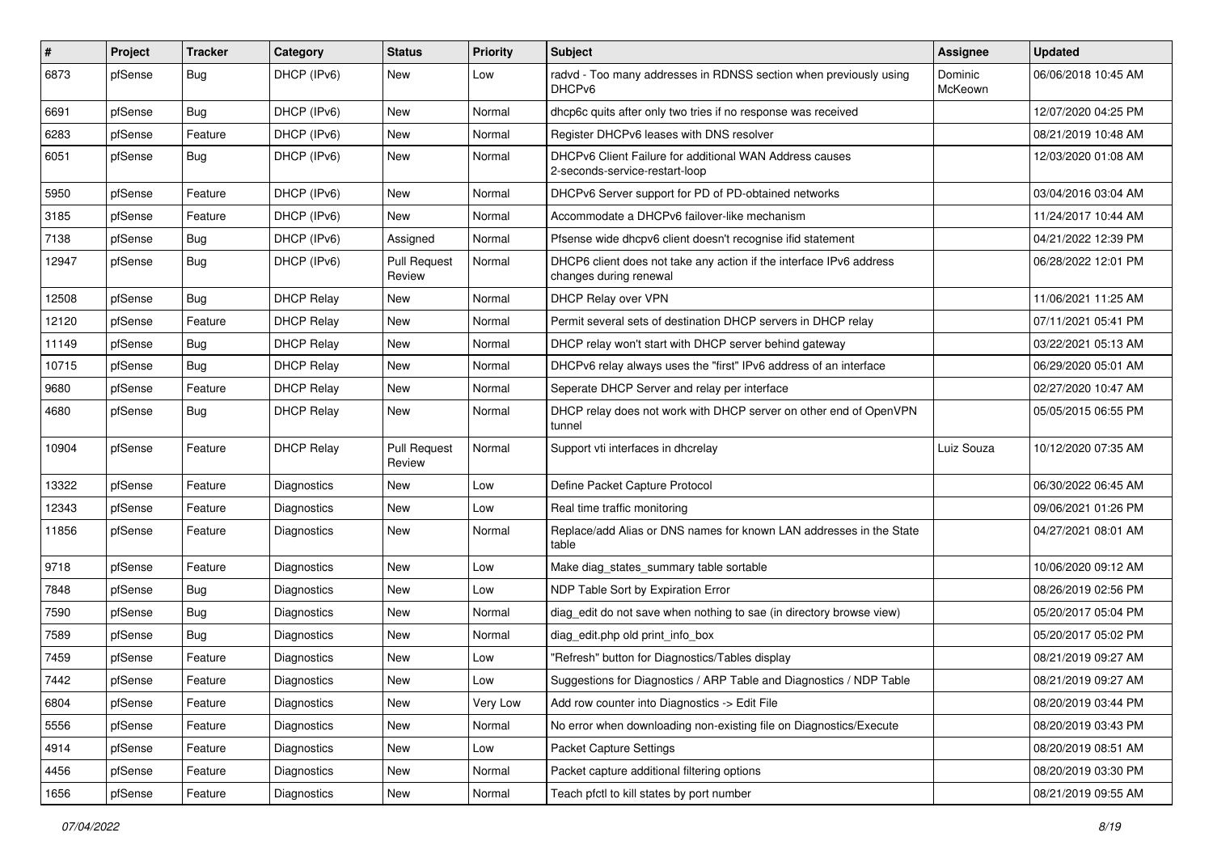| # | Project | Tracker | Category | Status | Priority | Subject | Assignee | Updated |
|---|---|---|---|---|---|---|---|---|
| 6873 | pfSense | Bug | DHCP (IPv6) | New | Low | radvd - Too many addresses in RDNSS section when previously using DHCPv6 | Dominic McKeown | 06/06/2018 10:45 AM |
| 6691 | pfSense | Bug | DHCP (IPv6) | New | Normal | dhcp6c quits after only two tries if no response was received | | 12/07/2020 04:25 PM |
| 6283 | pfSense | Feature | DHCP (IPv6) | New | Normal | Register DHCPv6 leases with DNS resolver | | 08/21/2019 10:48 AM |
| 6051 | pfSense | Bug | DHCP (IPv6) | New | Normal | DHCPv6 Client Failure for additional WAN Address causes 2-seconds-service-restart-loop | | 12/03/2020 01:08 AM |
| 5950 | pfSense | Feature | DHCP (IPv6) | New | Normal | DHCPv6 Server support for PD of PD-obtained networks | | 03/04/2016 03:04 AM |
| 3185 | pfSense | Feature | DHCP (IPv6) | New | Normal | Accommodate a DHCPv6 failover-like mechanism | | 11/24/2017 10:44 AM |
| 7138 | pfSense | Bug | DHCP (IPv6) | Assigned | Normal | Pfsense wide dhcpv6 client doesn't recognise ifid statement | | 04/21/2022 12:39 PM |
| 12947 | pfSense | Bug | DHCP (IPv6) | Pull Request Review | Normal | DHCP6 client does not take any action if the interface IPv6 address changes during renewal | | 06/28/2022 12:01 PM |
| 12508 | pfSense | Bug | DHCP Relay | New | Normal | DHCP Relay over VPN | | 11/06/2021 11:25 AM |
| 12120 | pfSense | Feature | DHCP Relay | New | Normal | Permit several sets of destination DHCP servers in DHCP relay | | 07/11/2021 05:41 PM |
| 11149 | pfSense | Bug | DHCP Relay | New | Normal | DHCP relay won't start with DHCP server behind gateway | | 03/22/2021 05:13 AM |
| 10715 | pfSense | Bug | DHCP Relay | New | Normal | DHCPv6 relay always uses the "first" IPv6 address of an interface | | 06/29/2020 05:01 AM |
| 9680 | pfSense | Feature | DHCP Relay | New | Normal | Seperate DHCP Server and relay per interface | | 02/27/2020 10:47 AM |
| 4680 | pfSense | Bug | DHCP Relay | New | Normal | DHCP relay does not work with DHCP server on other end of OpenVPN tunnel | | 05/05/2015 06:55 PM |
| 10904 | pfSense | Feature | DHCP Relay | Pull Request Review | Normal | Support vti interfaces in dhcrelay | Luiz Souza | 10/12/2020 07:35 AM |
| 13322 | pfSense | Feature | Diagnostics | New | Low | Define Packet Capture Protocol | | 06/30/2022 06:45 AM |
| 12343 | pfSense | Feature | Diagnostics | New | Low | Real time traffic monitoring | | 09/06/2021 01:26 PM |
| 11856 | pfSense | Feature | Diagnostics | New | Normal | Replace/add Alias or DNS names for known LAN addresses in the State table | | 04/27/2021 08:01 AM |
| 9718 | pfSense | Feature | Diagnostics | New | Low | Make diag_states_summary table sortable | | 10/06/2020 09:12 AM |
| 7848 | pfSense | Bug | Diagnostics | New | Low | NDP Table Sort by Expiration Error | | 08/26/2019 02:56 PM |
| 7590 | pfSense | Bug | Diagnostics | New | Normal | diag_edit do not save when nothing to sae (in directory browse view) | | 05/20/2017 05:04 PM |
| 7589 | pfSense | Bug | Diagnostics | New | Normal | diag_edit.php old print_info_box | | 05/20/2017 05:02 PM |
| 7459 | pfSense | Feature | Diagnostics | New | Low | "Refresh" button for Diagnostics/Tables display | | 08/21/2019 09:27 AM |
| 7442 | pfSense | Feature | Diagnostics | New | Low | Suggestions for Diagnostics / ARP Table and Diagnostics / NDP Table | | 08/21/2019 09:27 AM |
| 6804 | pfSense | Feature | Diagnostics | New | Very Low | Add row counter into Diagnostics -> Edit File | | 08/20/2019 03:44 PM |
| 5556 | pfSense | Feature | Diagnostics | New | Normal | No error when downloading non-existing file on Diagnostics/Execute | | 08/20/2019 03:43 PM |
| 4914 | pfSense | Feature | Diagnostics | New | Low | Packet Capture Settings | | 08/20/2019 08:51 AM |
| 4456 | pfSense | Feature | Diagnostics | New | Normal | Packet capture additional filtering options | | 08/20/2019 03:30 PM |
| 1656 | pfSense | Feature | Diagnostics | New | Normal | Teach pfctl to kill states by port number | | 08/21/2019 09:55 AM |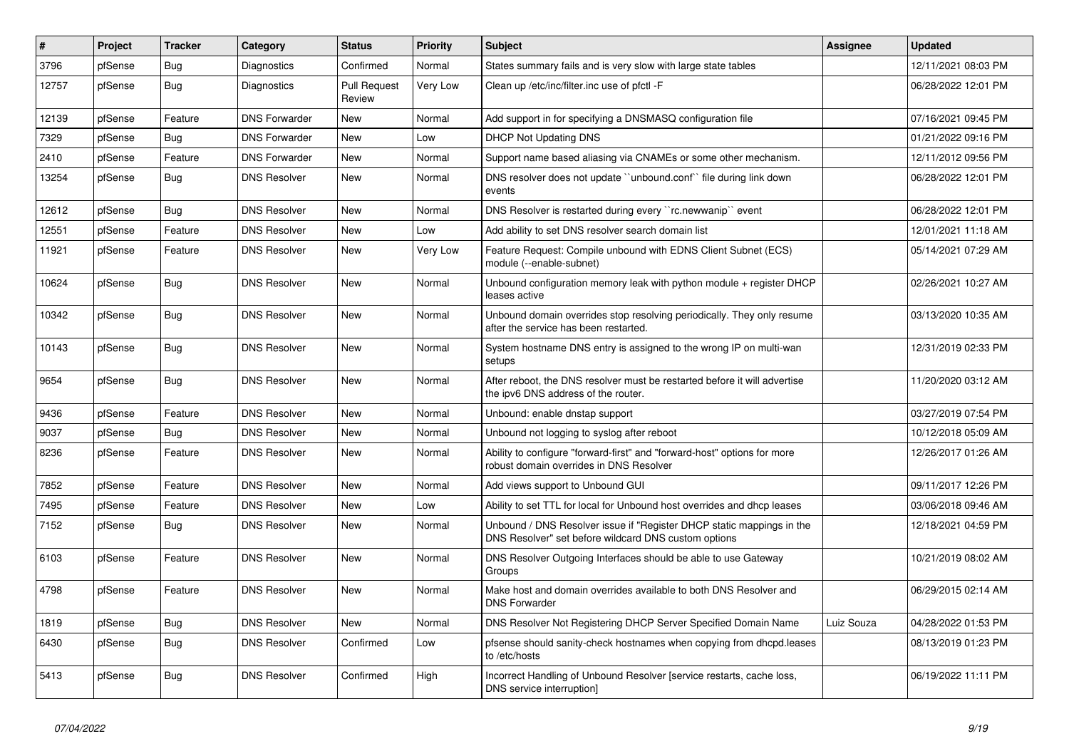| # | Project | Tracker | Category | Status | Priority | Subject | Assignee | Updated |
|---|---|---|---|---|---|---|---|---|
| 3796 | pfSense | Bug | Diagnostics | Confirmed | Normal | States summary fails and is very slow with large state tables | | 12/11/2021 08:03 PM |
| 12757 | pfSense | Bug | Diagnostics | Pull Request Review | Very Low | Clean up /etc/inc/filter.inc use of pfctl -F | | 06/28/2022 12:01 PM |
| 12139 | pfSense | Feature | DNS Forwarder | New | Normal | Add support in for specifying a DNSMASQ configuration file | | 07/16/2021 09:45 PM |
| 7329 | pfSense | Bug | DNS Forwarder | New | Low | DHCP Not Updating DNS | | 01/21/2022 09:16 PM |
| 2410 | pfSense | Feature | DNS Forwarder | New | Normal | Support name based aliasing via CNAMEs or some other mechanism. | | 12/11/2012 09:56 PM |
| 13254 | pfSense | Bug | DNS Resolver | New | Normal | DNS resolver does not update ``unbound.conf`` file during link down events | | 06/28/2022 12:01 PM |
| 12612 | pfSense | Bug | DNS Resolver | New | Normal | DNS Resolver is restarted during every ``rc.newwanip`` event | | 06/28/2022 12:01 PM |
| 12551 | pfSense | Feature | DNS Resolver | New | Low | Add ability to set DNS resolver search domain list | | 12/01/2021 11:18 AM |
| 11921 | pfSense | Feature | DNS Resolver | New | Very Low | Feature Request: Compile unbound with EDNS Client Subnet (ECS) module (--enable-subnet) | | 05/14/2021 07:29 AM |
| 10624 | pfSense | Bug | DNS Resolver | New | Normal | Unbound configuration memory leak with python module + register DHCP leases active | | 02/26/2021 10:27 AM |
| 10342 | pfSense | Bug | DNS Resolver | New | Normal | Unbound domain overrides stop resolving periodically. They only resume after the service has been restarted. | | 03/13/2020 10:35 AM |
| 10143 | pfSense | Bug | DNS Resolver | New | Normal | System hostname DNS entry is assigned to the wrong IP on multi-wan setups | | 12/31/2019 02:33 PM |
| 9654 | pfSense | Bug | DNS Resolver | New | Normal | After reboot, the DNS resolver must be restarted before it will advertise the ipv6 DNS address of the router. | | 11/20/2020 03:12 AM |
| 9436 | pfSense | Feature | DNS Resolver | New | Normal | Unbound: enable dnstap support | | 03/27/2019 07:54 PM |
| 9037 | pfSense | Bug | DNS Resolver | New | Normal | Unbound not logging to syslog after reboot | | 10/12/2018 05:09 AM |
| 8236 | pfSense | Feature | DNS Resolver | New | Normal | Ability to configure "forward-first" and "forward-host" options for more robust domain overrides in DNS Resolver | | 12/26/2017 01:26 AM |
| 7852 | pfSense | Feature | DNS Resolver | New | Normal | Add views support to Unbound GUI | | 09/11/2017 12:26 PM |
| 7495 | pfSense | Feature | DNS Resolver | New | Low | Ability to set TTL for local for Unbound host overrides and dhcp leases | | 03/06/2018 09:46 AM |
| 7152 | pfSense | Bug | DNS Resolver | New | Normal | Unbound / DNS Resolver issue if "Register DHCP static mappings in the DNS Resolver" set before wildcard DNS custom options | | 12/18/2021 04:59 PM |
| 6103 | pfSense | Feature | DNS Resolver | New | Normal | DNS Resolver Outgoing Interfaces should be able to use Gateway Groups | | 10/21/2019 08:02 AM |
| 4798 | pfSense | Feature | DNS Resolver | New | Normal | Make host and domain overrides available to both DNS Resolver and DNS Forwarder | | 06/29/2015 02:14 AM |
| 1819 | pfSense | Bug | DNS Resolver | New | Normal | DNS Resolver Not Registering DHCP Server Specified Domain Name | Luiz Souza | 04/28/2022 01:53 PM |
| 6430 | pfSense | Bug | DNS Resolver | Confirmed | Low | pfsense should sanity-check hostnames when copying from dhcpd.leases to /etc/hosts | | 08/13/2019 01:23 PM |
| 5413 | pfSense | Bug | DNS Resolver | Confirmed | High | Incorrect Handling of Unbound Resolver [service restarts, cache loss, DNS service interruption] | | 06/19/2022 11:11 PM |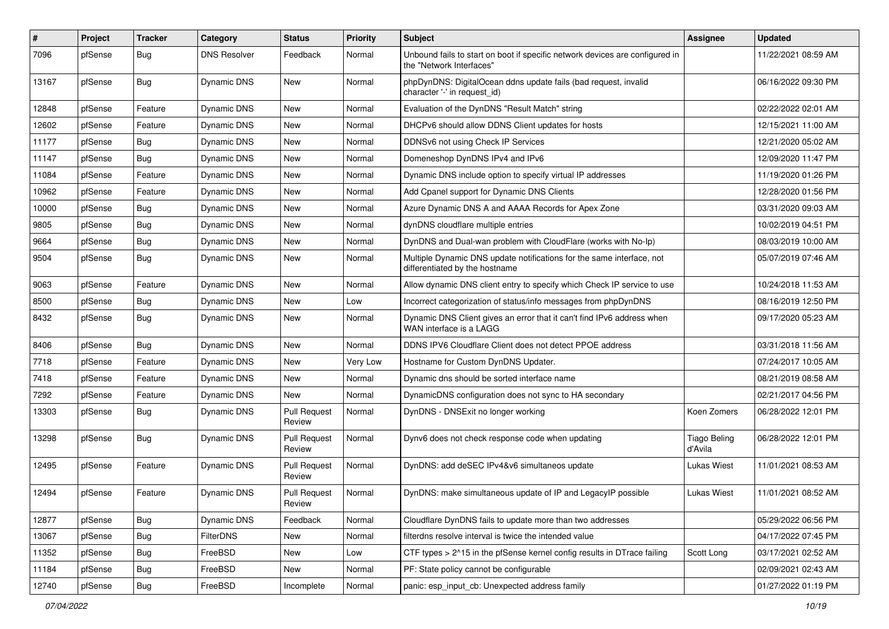| # | Project | Tracker | Category | Status | Priority | Subject | Assignee | Updated |
|---|---|---|---|---|---|---|---|---|
| 7096 | pfSense | Bug | DNS Resolver | Feedback | Normal | Unbound fails to start on boot if specific network devices are configured in the "Network Interfaces" | | 11/22/2021 08:59 AM |
| 13167 | pfSense | Bug | Dynamic DNS | New | Normal | phpDynDNS: DigitalOcean ddns update fails (bad request, invalid character '-' in request_id) | | 06/16/2022 09:30 PM |
| 12848 | pfSense | Feature | Dynamic DNS | New | Normal | Evaluation of the DynDNS "Result Match" string | | 02/22/2022 02:01 AM |
| 12602 | pfSense | Feature | Dynamic DNS | New | Normal | DHCPv6 should allow DDNS Client updates for hosts | | 12/15/2021 11:00 AM |
| 11177 | pfSense | Bug | Dynamic DNS | New | Normal | DDNSv6 not using Check IP Services | | 12/21/2020 05:02 AM |
| 11147 | pfSense | Bug | Dynamic DNS | New | Normal | Domeneshop DynDNS IPv4 and IPv6 | | 12/09/2020 11:47 PM |
| 11084 | pfSense | Feature | Dynamic DNS | New | Normal | Dynamic DNS include option to specify virtual IP addresses | | 11/19/2020 01:26 PM |
| 10962 | pfSense | Feature | Dynamic DNS | New | Normal | Add Cpanel support for Dynamic DNS Clients | | 12/28/2020 01:56 PM |
| 10000 | pfSense | Bug | Dynamic DNS | New | Normal | Azure Dynamic DNS A and AAAA Records for Apex Zone | | 03/31/2020 09:03 AM |
| 9805 | pfSense | Bug | Dynamic DNS | New | Normal | dynDNS cloudflare multiple entries | | 10/02/2019 04:51 PM |
| 9664 | pfSense | Bug | Dynamic DNS | New | Normal | DynDNS and Dual-wan problem with CloudFlare (works with No-Ip) | | 08/03/2019 10:00 AM |
| 9504 | pfSense | Bug | Dynamic DNS | New | Normal | Multiple Dynamic DNS update notifications for the same interface, not differentiated by the hostname | | 05/07/2019 07:46 AM |
| 9063 | pfSense | Feature | Dynamic DNS | New | Normal | Allow dynamic DNS client entry to specify which Check IP service to use | | 10/24/2018 11:53 AM |
| 8500 | pfSense | Bug | Dynamic DNS | New | Low | Incorrect categorization of status/info messages from phpDynDNS | | 08/16/2019 12:50 PM |
| 8432 | pfSense | Bug | Dynamic DNS | New | Normal | Dynamic DNS Client gives an error that it can't find IPv6 address when WAN interface is a LAGG | | 09/17/2020 05:23 AM |
| 8406 | pfSense | Bug | Dynamic DNS | New | Normal | DDNS IPV6 Cloudflare Client does not detect PPOE address | | 03/31/2018 11:56 AM |
| 7718 | pfSense | Feature | Dynamic DNS | New | Very Low | Hostname for Custom DynDNS Updater. | | 07/24/2017 10:05 AM |
| 7418 | pfSense | Feature | Dynamic DNS | New | Normal | Dynamic dns should be sorted interface name | | 08/21/2019 08:58 AM |
| 7292 | pfSense | Feature | Dynamic DNS | New | Normal | DynamicDNS configuration does not sync to HA secondary | | 02/21/2017 04:56 PM |
| 13303 | pfSense | Bug | Dynamic DNS | Pull Request Review | Normal | DynDNS - DNSExit no longer working | Koen Zomers | 06/28/2022 12:01 PM |
| 13298 | pfSense | Bug | Dynamic DNS | Pull Request Review | Normal | Dynv6 does not check response code when updating | Tiago Beling d'Avila | 06/28/2022 12:01 PM |
| 12495 | pfSense | Feature | Dynamic DNS | Pull Request Review | Normal | DynDNS: add deSEC IPv4&v6 simultaneos update | Lukas Wiest | 11/01/2021 08:53 AM |
| 12494 | pfSense | Feature | Dynamic DNS | Pull Request Review | Normal | DynDNS: make simultaneous update of IP and LegacyIP possible | Lukas Wiest | 11/01/2021 08:52 AM |
| 12877 | pfSense | Bug | Dynamic DNS | Feedback | Normal | Cloudflare DynDNS fails to update more than two addresses | | 05/29/2022 06:56 PM |
| 13067 | pfSense | Bug | FilterDNS | New | Normal | filterdns resolve interval is twice the intended value | | 04/17/2022 07:45 PM |
| 11352 | pfSense | Bug | FreeBSD | New | Low | CTF types > 2^15 in the pfSense kernel config results in DTrace failing | Scott Long | 03/17/2021 02:52 AM |
| 11184 | pfSense | Bug | FreeBSD | New | Normal | PF: State policy cannot be configurable | | 02/09/2021 02:43 AM |
| 12740 | pfSense | Bug | FreeBSD | Incomplete | Normal | panic: esp_input_cb: Unexpected address family | | 01/27/2022 01:19 PM |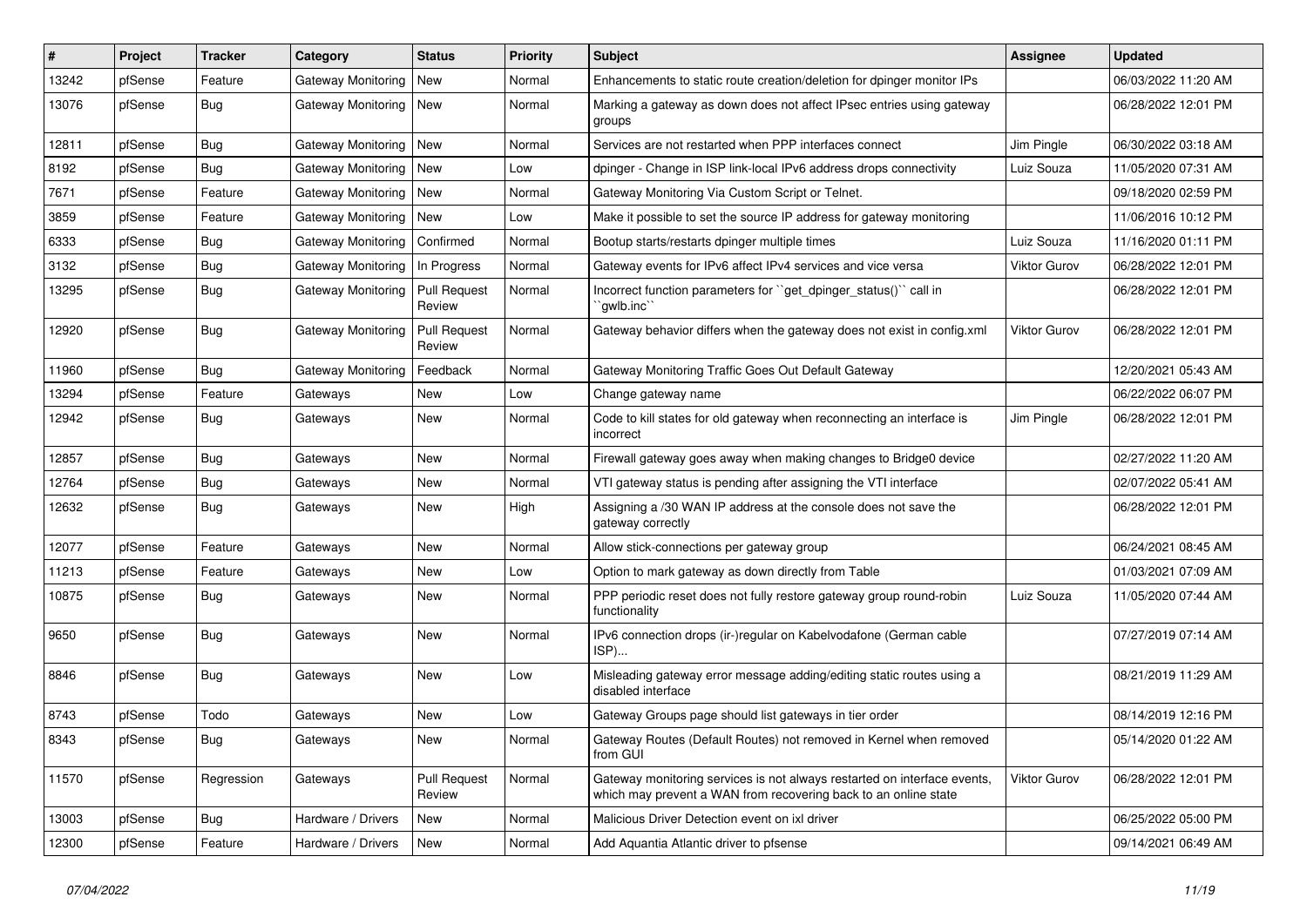| # | Project | Tracker | Category | Status | Priority | Subject | Assignee | Updated |
|---|---|---|---|---|---|---|---|---|
| 13242 | pfSense | Feature | Gateway Monitoring | New | Normal | Enhancements to static route creation/deletion for dpinger monitor IPs | | 06/03/2022 11:20 AM |
| 13076 | pfSense | Bug | Gateway Monitoring | New | Normal | Marking a gateway as down does not affect IPsec entries using gateway groups | | 06/28/2022 12:01 PM |
| 12811 | pfSense | Bug | Gateway Monitoring | New | Normal | Services are not restarted when PPP interfaces connect | Jim Pingle | 06/30/2022 03:18 AM |
| 8192 | pfSense | Bug | Gateway Monitoring | New | Low | dpinger - Change in ISP link-local IPv6 address drops connectivity | Luiz Souza | 11/05/2020 07:31 AM |
| 7671 | pfSense | Feature | Gateway Monitoring | New | Normal | Gateway Monitoring Via Custom Script or Telnet. | | 09/18/2020 02:59 PM |
| 3859 | pfSense | Feature | Gateway Monitoring | New | Low | Make it possible to set the source IP address for gateway monitoring | | 11/06/2016 10:12 PM |
| 6333 | pfSense | Bug | Gateway Monitoring | Confirmed | Normal | Bootup starts/restarts dpinger multiple times | Luiz Souza | 11/16/2020 01:11 PM |
| 3132 | pfSense | Bug | Gateway Monitoring | In Progress | Normal | Gateway events for IPv6 affect IPv4 services and vice versa | Viktor Gurov | 06/28/2022 12:01 PM |
| 13295 | pfSense | Bug | Gateway Monitoring | Pull Request Review | Normal | Incorrect function parameters for ``get_dpinger_status()`` call in ``gwlb.inc`` | | 06/28/2022 12:01 PM |
| 12920 | pfSense | Bug | Gateway Monitoring | Pull Request Review | Normal | Gateway behavior differs when the gateway does not exist in config.xml | Viktor Gurov | 06/28/2022 12:01 PM |
| 11960 | pfSense | Bug | Gateway Monitoring | Feedback | Normal | Gateway Monitoring Traffic Goes Out Default Gateway | | 12/20/2021 05:43 AM |
| 13294 | pfSense | Feature | Gateways | New | Low | Change gateway name | | 06/22/2022 06:07 PM |
| 12942 | pfSense | Bug | Gateways | New | Normal | Code to kill states for old gateway when reconnecting an interface is incorrect | Jim Pingle | 06/28/2022 12:01 PM |
| 12857 | pfSense | Bug | Gateways | New | Normal | Firewall gateway goes away when making changes to Bridge0 device | | 02/27/2022 11:20 AM |
| 12764 | pfSense | Bug | Gateways | New | Normal | VTI gateway status is pending after assigning the VTI interface | | 02/07/2022 05:41 AM |
| 12632 | pfSense | Bug | Gateways | New | High | Assigning a /30 WAN IP address at the console does not save the gateway correctly | | 06/28/2022 12:01 PM |
| 12077 | pfSense | Feature | Gateways | New | Normal | Allow stick-connections per gateway group | | 06/24/2021 08:45 AM |
| 11213 | pfSense | Feature | Gateways | New | Low | Option to mark gateway as down directly from Table | | 01/03/2021 07:09 AM |
| 10875 | pfSense | Bug | Gateways | New | Normal | PPP periodic reset does not fully restore gateway group round-robin functionality | Luiz Souza | 11/05/2020 07:44 AM |
| 9650 | pfSense | Bug | Gateways | New | Normal | IPv6 connection drops (ir-)regular on Kabelvodafone (German cable ISP)... | | 07/27/2019 07:14 AM |
| 8846 | pfSense | Bug | Gateways | New | Low | Misleading gateway error message adding/editing static routes using a disabled interface | | 08/21/2019 11:29 AM |
| 8743 | pfSense | Todo | Gateways | New | Low | Gateway Groups page should list gateways in tier order | | 08/14/2019 12:16 PM |
| 8343 | pfSense | Bug | Gateways | New | Normal | Gateway Routes (Default Routes) not removed in Kernel when removed from GUI | | 05/14/2020 01:22 AM |
| 11570 | pfSense | Regression | Gateways | Pull Request Review | Normal | Gateway monitoring services is not always restarted on interface events, which may prevent a WAN from recovering back to an online state | Viktor Gurov | 06/28/2022 12:01 PM |
| 13003 | pfSense | Bug | Hardware / Drivers | New | Normal | Malicious Driver Detection event on ixl driver | | 06/25/2022 05:00 PM |
| 12300 | pfSense | Feature | Hardware / Drivers | New | Normal | Add Aquantia Atlantic driver to pfsense | | 09/14/2021 06:49 AM |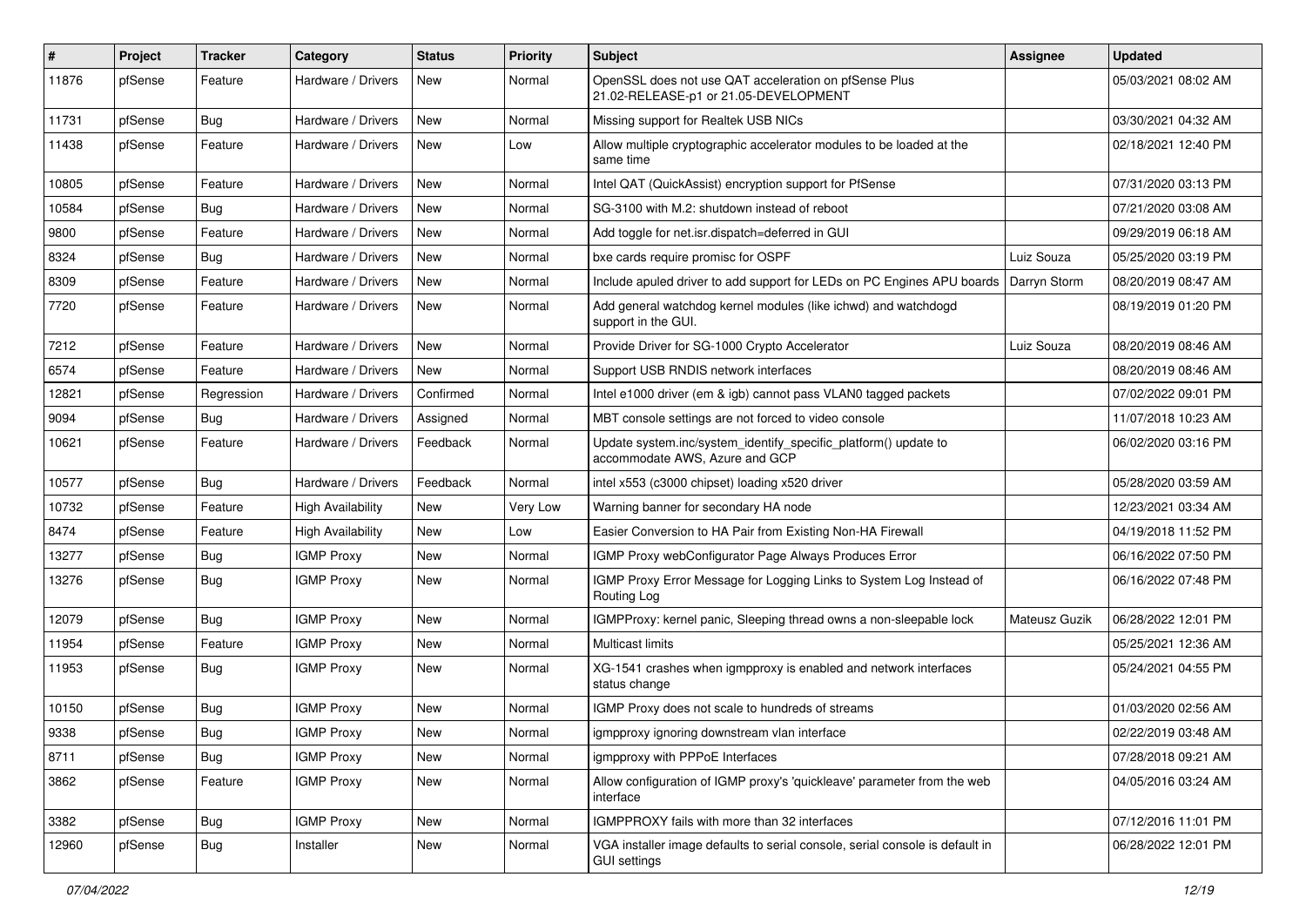| # | Project | Tracker | Category | Status | Priority | Subject | Assignee | Updated |
|---|---|---|---|---|---|---|---|---|
| 11876 | pfSense | Feature | Hardware / Drivers | New | Normal | OpenSSL does not use QAT acceleration on pfSense Plus 21.02-RELEASE-p1 or 21.05-DEVELOPMENT | | 05/03/2021 08:02 AM |
| 11731 | pfSense | Bug | Hardware / Drivers | New | Normal | Missing support for Realtek USB NICs | | 03/30/2021 04:32 AM |
| 11438 | pfSense | Feature | Hardware / Drivers | New | Low | Allow multiple cryptographic accelerator modules to be loaded at the same time | | 02/18/2021 12:40 PM |
| 10805 | pfSense | Feature | Hardware / Drivers | New | Normal | Intel QAT (QuickAssist) encryption support for PfSense | | 07/31/2020 03:13 PM |
| 10584 | pfSense | Bug | Hardware / Drivers | New | Normal | SG-3100 with M.2: shutdown instead of reboot | | 07/21/2020 03:08 AM |
| 9800 | pfSense | Feature | Hardware / Drivers | New | Normal | Add toggle for net.isr.dispatch=deferred in GUI | | 09/29/2019 06:18 AM |
| 8324 | pfSense | Bug | Hardware / Drivers | New | Normal | bxe cards require promisc for OSPF | Luiz Souza | 05/25/2020 03:19 PM |
| 8309 | pfSense | Feature | Hardware / Drivers | New | Normal | Include apuled driver to add support for LEDs on PC Engines APU boards | Darryn Storm | 08/20/2019 08:47 AM |
| 7720 | pfSense | Feature | Hardware / Drivers | New | Normal | Add general watchdog kernel modules (like ichwd) and watchdogd support in the GUI. | | 08/19/2019 01:20 PM |
| 7212 | pfSense | Feature | Hardware / Drivers | New | Normal | Provide Driver for SG-1000 Crypto Accelerator | Luiz Souza | 08/20/2019 08:46 AM |
| 6574 | pfSense | Feature | Hardware / Drivers | New | Normal | Support USB RNDIS network interfaces | | 08/20/2019 08:46 AM |
| 12821 | pfSense | Regression | Hardware / Drivers | Confirmed | Normal | Intel e1000 driver (em & igb) cannot pass VLAN0 tagged packets | | 07/02/2022 09:01 PM |
| 9094 | pfSense | Bug | Hardware / Drivers | Assigned | Normal | MBT console settings are not forced to video console | | 11/07/2018 10:23 AM |
| 10621 | pfSense | Feature | Hardware / Drivers | Feedback | Normal | Update system.inc/system_identify_specific_platform() update to accommodate AWS, Azure and GCP | | 06/02/2020 03:16 PM |
| 10577 | pfSense | Bug | Hardware / Drivers | Feedback | Normal | intel x553 (c3000 chipset) loading x520 driver | | 05/28/2020 03:59 AM |
| 10732 | pfSense | Feature | High Availability | New | Very Low | Warning banner for secondary HA node | | 12/23/2021 03:34 AM |
| 8474 | pfSense | Feature | High Availability | New | Low | Easier Conversion to HA Pair from Existing Non-HA Firewall | | 04/19/2018 11:52 PM |
| 13277 | pfSense | Bug | IGMP Proxy | New | Normal | IGMP Proxy webConfigurator Page Always Produces Error | | 06/16/2022 07:50 PM |
| 13276 | pfSense | Bug | IGMP Proxy | New | Normal | IGMP Proxy Error Message for Logging Links to System Log Instead of Routing Log | | 06/16/2022 07:48 PM |
| 12079 | pfSense | Bug | IGMP Proxy | New | Normal | IGMPProxy: kernel panic, Sleeping thread owns a non-sleepable lock | Mateusz Guzik | 06/28/2022 12:01 PM |
| 11954 | pfSense | Feature | IGMP Proxy | New | Normal | Multicast limits | | 05/25/2021 12:36 AM |
| 11953 | pfSense | Bug | IGMP Proxy | New | Normal | XG-1541 crashes when igmpproxy is enabled and network interfaces status change | | 05/24/2021 04:55 PM |
| 10150 | pfSense | Bug | IGMP Proxy | New | Normal | IGMP Proxy does not scale to hundreds of streams | | 01/03/2020 02:56 AM |
| 9338 | pfSense | Bug | IGMP Proxy | New | Normal | igmpproxy ignoring downstream vlan interface | | 02/22/2019 03:48 AM |
| 8711 | pfSense | Bug | IGMP Proxy | New | Normal | igmpproxy with PPPoE Interfaces | | 07/28/2018 09:21 AM |
| 3862 | pfSense | Feature | IGMP Proxy | New | Normal | Allow configuration of IGMP proxy's 'quickleave' parameter from the web interface | | 04/05/2016 03:24 AM |
| 3382 | pfSense | Bug | IGMP Proxy | New | Normal | IGMPPROXY fails with more than 32 interfaces | | 07/12/2016 11:01 PM |
| 12960 | pfSense | Bug | Installer | New | Normal | VGA installer image defaults to serial console, serial console is default in GUI settings | | 06/28/2022 12:01 PM |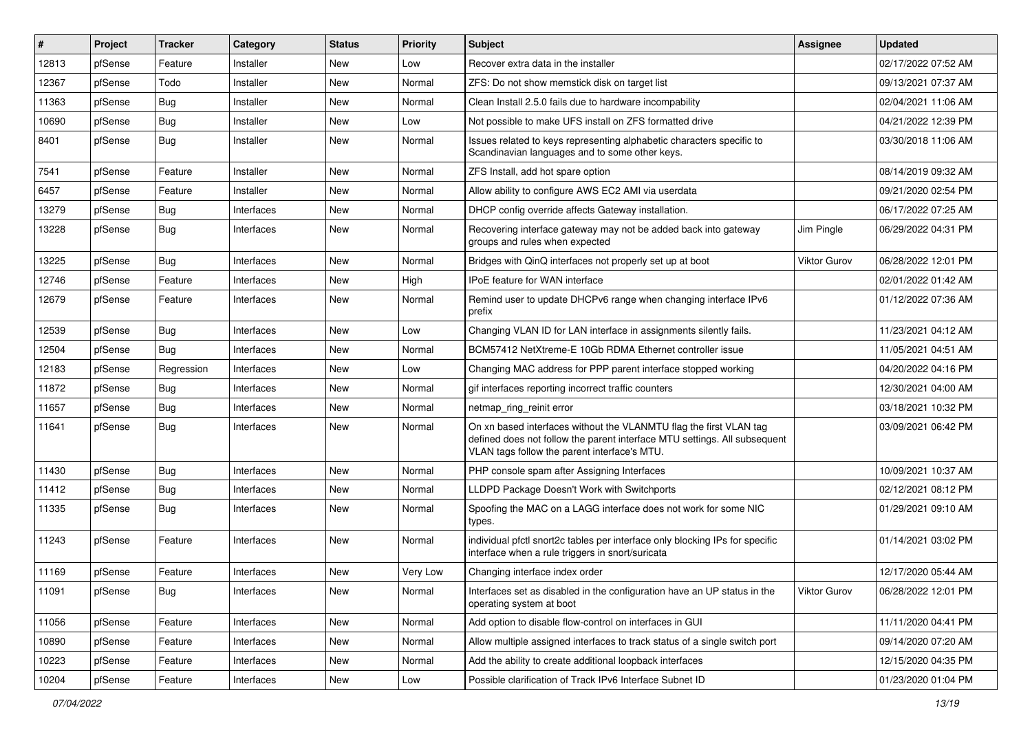| # | Project | Tracker | Category | Status | Priority | Subject | Assignee | Updated |
|---|---|---|---|---|---|---|---|---|
| 12813 | pfSense | Feature | Installer | New | Low | Recover extra data in the installer | | 02/17/2022 07:52 AM |
| 12367 | pfSense | Todo | Installer | New | Normal | ZFS: Do not show memstick disk on target list | | 09/13/2021 07:37 AM |
| 11363 | pfSense | Bug | Installer | New | Normal | Clean Install 2.5.0 fails due to hardware incompability | | 02/04/2021 11:06 AM |
| 10690 | pfSense | Bug | Installer | New | Low | Not possible to make UFS install on ZFS formatted drive | | 04/21/2022 12:39 PM |
| 8401 | pfSense | Bug | Installer | New | Normal | Issues related to keys representing alphabetic characters specific to Scandinavian languages and to some other keys. | | 03/30/2018 11:06 AM |
| 7541 | pfSense | Feature | Installer | New | Normal | ZFS Install, add hot spare option | | 08/14/2019 09:32 AM |
| 6457 | pfSense | Feature | Installer | New | Normal | Allow ability to configure AWS EC2 AMI via userdata | | 09/21/2020 02:54 PM |
| 13279 | pfSense | Bug | Interfaces | New | Normal | DHCP config override affects Gateway installation. | | 06/17/2022 07:25 AM |
| 13228 | pfSense | Bug | Interfaces | New | Normal | Recovering interface gateway may not be added back into gateway groups and rules when expected | Jim Pingle | 06/29/2022 04:31 PM |
| 13225 | pfSense | Bug | Interfaces | New | Normal | Bridges with QinQ interfaces not properly set up at boot | Viktor Gurov | 06/28/2022 12:01 PM |
| 12746 | pfSense | Feature | Interfaces | New | High | IPoE feature for WAN interface | | 02/01/2022 01:42 AM |
| 12679 | pfSense | Feature | Interfaces | New | Normal | Remind user to update DHCPv6 range when changing interface IPv6 prefix | | 01/12/2022 07:36 AM |
| 12539 | pfSense | Bug | Interfaces | New | Low | Changing VLAN ID for LAN interface in assignments silently fails. | | 11/23/2021 04:12 AM |
| 12504 | pfSense | Bug | Interfaces | New | Normal | BCM57412 NetXtreme-E 10Gb RDMA Ethernet controller issue | | 11/05/2021 04:51 AM |
| 12183 | pfSense | Regression | Interfaces | New | Low | Changing MAC address for PPP parent interface stopped working | | 04/20/2022 04:16 PM |
| 11872 | pfSense | Bug | Interfaces | New | Normal | gif interfaces reporting incorrect traffic counters | | 12/30/2021 04:00 AM |
| 11657 | pfSense | Bug | Interfaces | New | Normal | netmap_ring_reinit error | | 03/18/2021 10:32 PM |
| 11641 | pfSense | Bug | Interfaces | New | Normal | On xn based interfaces without the VLANMTU flag the first VLAN tag defined does not follow the parent interface MTU settings. All subsequent VLAN tags follow the parent interface's MTU. | | 03/09/2021 06:42 PM |
| 11430 | pfSense | Bug | Interfaces | New | Normal | PHP console spam after Assigning Interfaces | | 10/09/2021 10:37 AM |
| 11412 | pfSense | Bug | Interfaces | New | Normal | LLDPD Package Doesn't Work with Switchports | | 02/12/2021 08:12 PM |
| 11335 | pfSense | Bug | Interfaces | New | Normal | Spoofing the MAC on a LAGG interface does not work for some NIC types. | | 01/29/2021 09:10 AM |
| 11243 | pfSense | Feature | Interfaces | New | Normal | individual pfctl snort2c tables per interface only blocking IPs for specific interface when a rule triggers in snort/suricata | | 01/14/2021 03:02 PM |
| 11169 | pfSense | Feature | Interfaces | New | Very Low | Changing interface index order | | 12/17/2020 05:44 AM |
| 11091 | pfSense | Bug | Interfaces | New | Normal | Interfaces set as disabled in the configuration have an UP status in the operating system at boot | Viktor Gurov | 06/28/2022 12:01 PM |
| 11056 | pfSense | Feature | Interfaces | New | Normal | Add option to disable flow-control on interfaces in GUI | | 11/11/2020 04:41 PM |
| 10890 | pfSense | Feature | Interfaces | New | Normal | Allow multiple assigned interfaces to track status of a single switch port | | 09/14/2020 07:20 AM |
| 10223 | pfSense | Feature | Interfaces | New | Normal | Add the ability to create additional loopback interfaces | | 12/15/2020 04:35 PM |
| 10204 | pfSense | Feature | Interfaces | New | Low | Possible clarification of Track IPv6 Interface Subnet ID | | 01/23/2020 01:04 PM |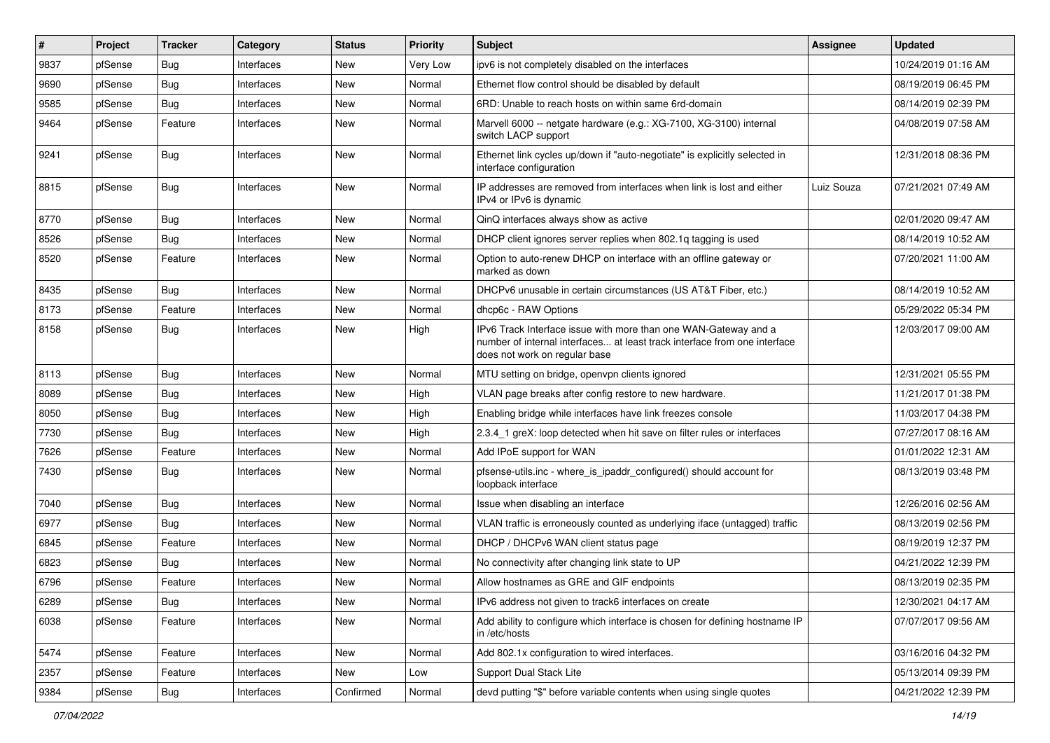| # | Project | Tracker | Category | Status | Priority | Subject | Assignee | Updated |
|---|---|---|---|---|---|---|---|---|
| 9837 | pfSense | Bug | Interfaces | New | Very Low | ipv6 is not completely disabled on the interfaces | | 10/24/2019 01:16 AM |
| 9690 | pfSense | Bug | Interfaces | New | Normal | Ethernet flow control should be disabled by default | | 08/19/2019 06:45 PM |
| 9585 | pfSense | Bug | Interfaces | New | Normal | 6RD: Unable to reach hosts on within same 6rd-domain | | 08/14/2019 02:39 PM |
| 9464 | pfSense | Feature | Interfaces | New | Normal | Marvell 6000 -- netgate hardware (e.g.: XG-7100, XG-3100) internal switch LACP support | | 04/08/2019 07:58 AM |
| 9241 | pfSense | Bug | Interfaces | New | Normal | Ethernet link cycles up/down if "auto-negotiate" is explicitly selected in interface configuration | | 12/31/2018 08:36 PM |
| 8815 | pfSense | Bug | Interfaces | New | Normal | IP addresses are removed from interfaces when link is lost and either IPv4 or IPv6 is dynamic | Luiz Souza | 07/21/2021 07:49 AM |
| 8770 | pfSense | Bug | Interfaces | New | Normal | QinQ interfaces always show as active | | 02/01/2020 09:47 AM |
| 8526 | pfSense | Bug | Interfaces | New | Normal | DHCP client ignores server replies when 802.1q tagging is used | | 08/14/2019 10:52 AM |
| 8520 | pfSense | Feature | Interfaces | New | Normal | Option to auto-renew DHCP on interface with an offline gateway or marked as down | | 07/20/2021 11:00 AM |
| 8435 | pfSense | Bug | Interfaces | New | Normal | DHCPv6 unusable in certain circumstances (US AT&T Fiber, etc.) | | 08/14/2019 10:52 AM |
| 8173 | pfSense | Feature | Interfaces | New | Normal | dhcp6c - RAW Options | | 05/29/2022 05:34 PM |
| 8158 | pfSense | Bug | Interfaces | New | High | IPv6 Track Interface issue with more than one WAN-Gateway and a number of internal interfaces... at least track interface from one interface does not work on regular base | | 12/03/2017 09:00 AM |
| 8113 | pfSense | Bug | Interfaces | New | Normal | MTU setting on bridge, openvpn clients ignored | | 12/31/2021 05:55 PM |
| 8089 | pfSense | Bug | Interfaces | New | High | VLAN page breaks after config restore to new hardware. | | 11/21/2017 01:38 PM |
| 8050 | pfSense | Bug | Interfaces | New | High | Enabling bridge while interfaces have link freezes console | | 11/03/2017 04:38 PM |
| 7730 | pfSense | Bug | Interfaces | New | High | 2.3.4_1 greX: loop detected when hit save on filter rules or interfaces | | 07/27/2017 08:16 AM |
| 7626 | pfSense | Feature | Interfaces | New | Normal | Add IPoE support for WAN | | 01/01/2022 12:31 AM |
| 7430 | pfSense | Bug | Interfaces | New | Normal | pfsense-utils.inc - where_is_ipaddr_configured() should account for loopback interface | | 08/13/2019 03:48 PM |
| 7040 | pfSense | Bug | Interfaces | New | Normal | Issue when disabling an interface | | 12/26/2016 02:56 AM |
| 6977 | pfSense | Bug | Interfaces | New | Normal | VLAN traffic is erroneously counted as underlying iface (untagged) traffic | | 08/13/2019 02:56 PM |
| 6845 | pfSense | Feature | Interfaces | New | Normal | DHCP / DHCPv6 WAN client status page | | 08/19/2019 12:37 PM |
| 6823 | pfSense | Bug | Interfaces | New | Normal | No connectivity after changing link state to UP | | 04/21/2022 12:39 PM |
| 6796 | pfSense | Feature | Interfaces | New | Normal | Allow hostnames as GRE and GIF endpoints | | 08/13/2019 02:35 PM |
| 6289 | pfSense | Bug | Interfaces | New | Normal | IPv6 address not given to track6 interfaces on create | | 12/30/2021 04:17 AM |
| 6038 | pfSense | Feature | Interfaces | New | Normal | Add ability to configure which interface is chosen for defining hostname IP in /etc/hosts | | 07/07/2017 09:56 AM |
| 5474 | pfSense | Feature | Interfaces | New | Normal | Add 802.1x configuration to wired interfaces. | | 03/16/2016 04:32 PM |
| 2357 | pfSense | Feature | Interfaces | New | Low | Support Dual Stack Lite | | 05/13/2014 09:39 PM |
| 9384 | pfSense | Bug | Interfaces | Confirmed | Normal | devd putting "$" before variable contents when using single quotes | | 04/21/2022 12:39 PM |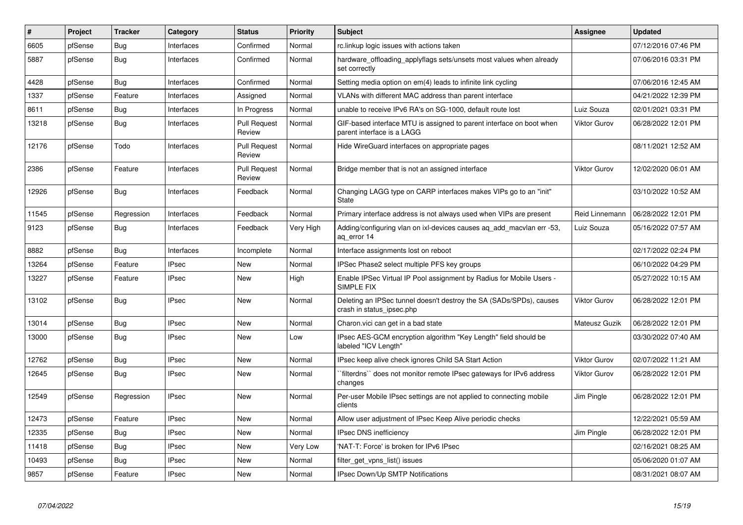| # | Project | Tracker | Category | Status | Priority | Subject | Assignee | Updated |
|---|---|---|---|---|---|---|---|---|
| 6605 | pfSense | Bug | Interfaces | Confirmed | Normal | rc.linkup logic issues with actions taken | | 07/12/2016 07:46 PM |
| 5887 | pfSense | Bug | Interfaces | Confirmed | Normal | hardware_offloading_applyflags sets/unsets most values when already set correctly | | 07/06/2016 03:31 PM |
| 4428 | pfSense | Bug | Interfaces | Confirmed | Normal | Setting media option on em(4) leads to infinite link cycling | | 07/06/2016 12:45 AM |
| 1337 | pfSense | Feature | Interfaces | Assigned | Normal | VLANs with different MAC address than parent interface | | 04/21/2022 12:39 PM |
| 8611 | pfSense | Bug | Interfaces | In Progress | Normal | unable to receive IPv6 RA's on SG-1000, default route lost | Luiz Souza | 02/01/2021 03:31 PM |
| 13218 | pfSense | Bug | Interfaces | Pull Request Review | Normal | GIF-based interface MTU is assigned to parent interface on boot when parent interface is a LAGG | Viktor Gurov | 06/28/2022 12:01 PM |
| 12176 | pfSense | Todo | Interfaces | Pull Request Review | Normal | Hide WireGuard interfaces on appropriate pages | | 08/11/2021 12:52 AM |
| 2386 | pfSense | Feature | Interfaces | Pull Request Review | Normal | Bridge member that is not an assigned interface | Viktor Gurov | 12/02/2020 06:01 AM |
| 12926 | pfSense | Bug | Interfaces | Feedback | Normal | Changing LAGG type on CARP interfaces makes VIPs go to an "init" State | | 03/10/2022 10:52 AM |
| 11545 | pfSense | Regression | Interfaces | Feedback | Normal | Primary interface address is not always used when VIPs are present | Reid Linnemann | 06/28/2022 12:01 PM |
| 9123 | pfSense | Bug | Interfaces | Feedback | Very High | Adding/configuring vlan on ixl-devices causes aq_add_macvlan err -53, aq_error 14 | Luiz Souza | 05/16/2022 07:57 AM |
| 8882 | pfSense | Bug | Interfaces | Incomplete | Normal | Interface assignments lost on reboot | | 02/17/2022 02:24 PM |
| 13264 | pfSense | Feature | IPsec | New | Normal | IPSec Phase2 select multiple PFS key groups | | 06/10/2022 04:29 PM |
| 13227 | pfSense | Feature | IPsec | New | High | Enable IPSec Virtual IP Pool assignment by Radius for Mobile Users - SIMPLE FIX | | 05/27/2022 10:15 AM |
| 13102 | pfSense | Bug | IPsec | New | Normal | Deleting an IPSec tunnel doesn't destroy the SA (SADs/SPDs), causes crash in status_ipsec.php | Viktor Gurov | 06/28/2022 12:01 PM |
| 13014 | pfSense | Bug | IPsec | New | Normal | Charon.vici can get in a bad state | Mateusz Guzik | 06/28/2022 12:01 PM |
| 13000 | pfSense | Bug | IPsec | New | Low | IPsec AES-GCM encryption algorithm "Key Length" field should be labeled "ICV Length" | | 03/30/2022 07:40 AM |
| 12762 | pfSense | Bug | IPsec | New | Normal | IPsec keep alive check ignores Child SA Start Action | Viktor Gurov | 02/07/2022 11:21 AM |
| 12645 | pfSense | Bug | IPsec | New | Normal | ``filterdns`` does not monitor remote IPsec gateways for IPv6 address changes | Viktor Gurov | 06/28/2022 12:01 PM |
| 12549 | pfSense | Regression | IPsec | New | Normal | Per-user Mobile IPsec settings are not applied to connecting mobile clients | Jim Pingle | 06/28/2022 12:01 PM |
| 12473 | pfSense | Feature | IPsec | New | Normal | Allow user adjustment of IPsec Keep Alive periodic checks | | 12/22/2021 05:59 AM |
| 12335 | pfSense | Bug | IPsec | New | Normal | IPsec DNS inefficiency | Jim Pingle | 06/28/2022 12:01 PM |
| 11418 | pfSense | Bug | IPsec | New | Very Low | 'NAT-T: Force' is broken for IPv6 IPsec | | 02/16/2021 08:25 AM |
| 10493 | pfSense | Bug | IPsec | New | Normal | filter_get_vpns_list() issues | | 05/06/2020 01:07 AM |
| 9857 | pfSense | Feature | IPsec | New | Normal | IPsec Down/Up SMTP Notifications | | 08/31/2021 08:07 AM |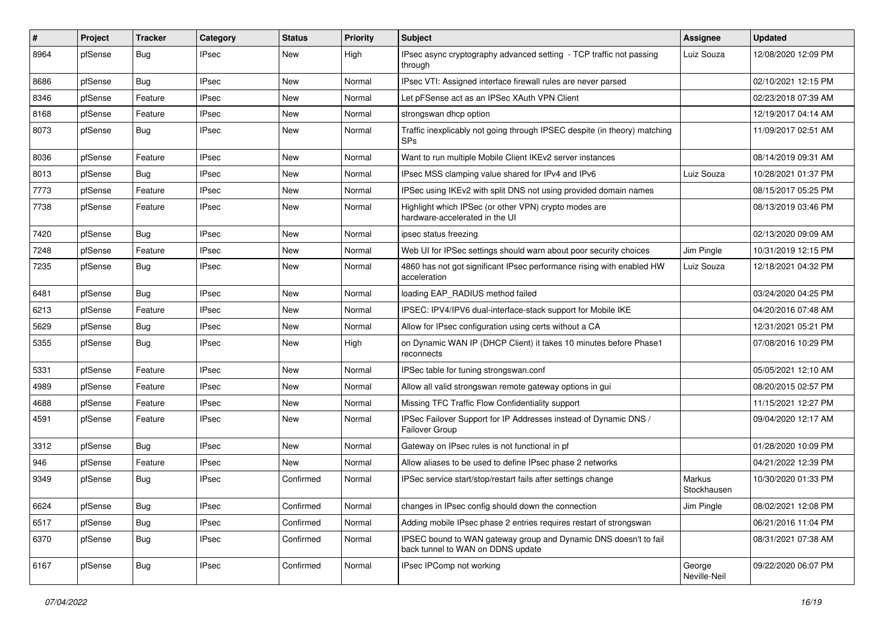| # | Project | Tracker | Category | Status | Priority | Subject | Assignee | Updated |
|---|---|---|---|---|---|---|---|---|
| 8964 | pfSense | Bug | IPsec | New | High | IPsec async cryptography advanced setting - TCP traffic not passing through | Luiz Souza | 12/08/2020 12:09 PM |
| 8686 | pfSense | Bug | IPsec | New | Normal | IPsec VTI: Assigned interface firewall rules are never parsed | | 02/10/2021 12:15 PM |
| 8346 | pfSense | Feature | IPsec | New | Normal | Let pFSense act as an IPSec XAuth VPN Client | | 02/23/2018 07:39 AM |
| 8168 | pfSense | Feature | IPsec | New | Normal | strongswan dhcp option | | 12/19/2017 04:14 AM |
| 8073 | pfSense | Bug | IPsec | New | Normal | Traffic inexplicably not going through IPSEC despite (in theory) matching SPs | | 11/09/2017 02:51 AM |
| 8036 | pfSense | Feature | IPsec | New | Normal | Want to run multiple Mobile Client IKEv2 server instances | | 08/14/2019 09:31 AM |
| 8013 | pfSense | Bug | IPsec | New | Normal | IPsec MSS clamping value shared for IPv4 and IPv6 | Luiz Souza | 10/28/2021 01:37 PM |
| 7773 | pfSense | Feature | IPsec | New | Normal | IPSec using IKEv2 with split DNS not using provided domain names | | 08/15/2017 05:25 PM |
| 7738 | pfSense | Feature | IPsec | New | Normal | Highlight which IPSec (or other VPN) crypto modes are hardware-accelerated in the UI | | 08/13/2019 03:46 PM |
| 7420 | pfSense | Bug | IPsec | New | Normal | ipsec status freezing | | 02/13/2020 09:09 AM |
| 7248 | pfSense | Feature | IPsec | New | Normal | Web UI for IPSec settings should warn about poor security choices | Jim Pingle | 10/31/2019 12:15 PM |
| 7235 | pfSense | Bug | IPsec | New | Normal | 4860 has not got significant IPsec performance rising with enabled HW acceleration | Luiz Souza | 12/18/2021 04:32 PM |
| 6481 | pfSense | Bug | IPsec | New | Normal | loading EAP_RADIUS method failed | | 03/24/2020 04:25 PM |
| 6213 | pfSense | Feature | IPsec | New | Normal | IPSEC: IPV4/IPV6 dual-interface-stack support for Mobile IKE | | 04/20/2016 07:48 AM |
| 5629 | pfSense | Bug | IPsec | New | Normal | Allow for IPsec configuration using certs without a CA | | 12/31/2021 05:21 PM |
| 5355 | pfSense | Bug | IPsec | New | High | on Dynamic WAN IP (DHCP Client) it takes 10 minutes before Phase1 reconnects | | 07/08/2016 10:29 PM |
| 5331 | pfSense | Feature | IPsec | New | Normal | IPSec table for tuning strongswan.conf | | 05/05/2021 12:10 AM |
| 4989 | pfSense | Feature | IPsec | New | Normal | Allow all valid strongswan remote gateway options in gui | | 08/20/2015 02:57 PM |
| 4688 | pfSense | Feature | IPsec | New | Normal | Missing TFC Traffic Flow Confidentiality support | | 11/15/2021 12:27 PM |
| 4591 | pfSense | Feature | IPsec | New | Normal | IPSec Failover Support for IP Addresses instead of Dynamic DNS / Failover Group | | 09/04/2020 12:17 AM |
| 3312 | pfSense | Bug | IPsec | New | Normal | Gateway on IPsec rules is not functional in pf | | 01/28/2020 10:09 PM |
| 946 | pfSense | Feature | IPsec | New | Normal | Allow aliases to be used to define IPsec phase 2 networks | | 04/21/2022 12:39 PM |
| 9349 | pfSense | Bug | IPsec | Confirmed | Normal | IPSec service start/stop/restart fails after settings change | Markus Stockhausen | 10/30/2020 01:33 PM |
| 6624 | pfSense | Bug | IPsec | Confirmed | Normal | changes in IPsec config should down the connection | Jim Pingle | 08/02/2021 12:08 PM |
| 6517 | pfSense | Bug | IPsec | Confirmed | Normal | Adding mobile IPsec phase 2 entries requires restart of strongswan | | 06/21/2016 11:04 PM |
| 6370 | pfSense | Bug | IPsec | Confirmed | Normal | IPSEC bound to WAN gateway group and Dynamic DNS doesn't to fail back tunnel to WAN on DDNS update | | 08/31/2021 07:38 AM |
| 6167 | pfSense | Bug | IPsec | Confirmed | Normal | IPsec IPComp not working | George Neville-Neil | 09/22/2020 06:07 PM |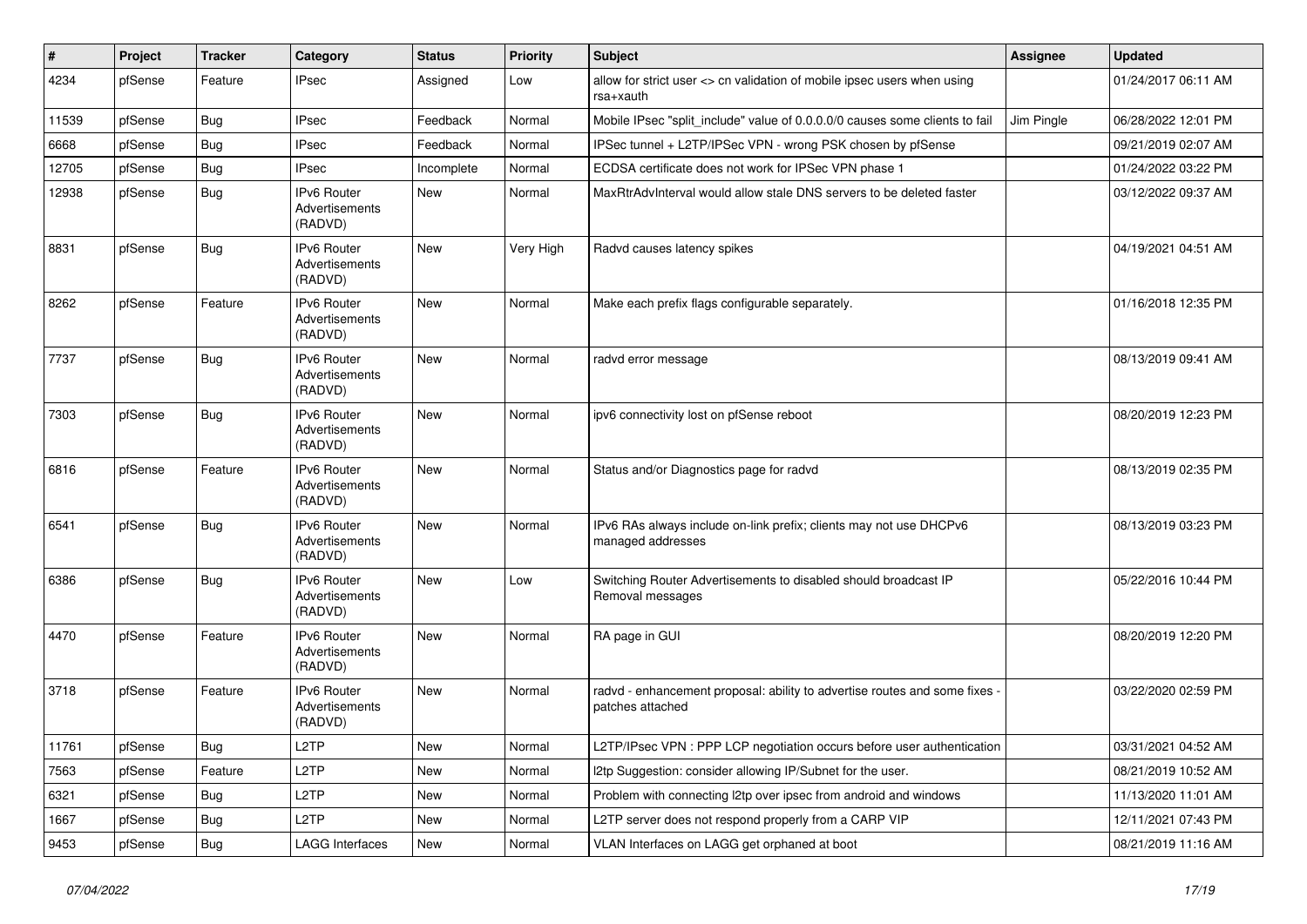| # | Project | Tracker | Category | Status | Priority | Subject | Assignee | Updated |
|---|---|---|---|---|---|---|---|---|
| 4234 | pfSense | Feature | IPsec | Assigned | Low | allow for strict user <> cn validation of mobile ipsec users when using rsa+xauth | | 01/24/2017 06:11 AM |
| 11539 | pfSense | Bug | IPsec | Feedback | Normal | Mobile IPsec "split_include" value of 0.0.0.0/0 causes some clients to fail | Jim Pingle | 06/28/2022 12:01 PM |
| 6668 | pfSense | Bug | IPsec | Feedback | Normal | IPSec tunnel + L2TP/IPSec VPN - wrong PSK chosen by pfSense | | 09/21/2019 02:07 AM |
| 12705 | pfSense | Bug | IPsec | Incomplete | Normal | ECDSA certificate does not work for IPSec VPN phase 1 | | 01/24/2022 03:22 PM |
| 12938 | pfSense | Bug | IPv6 Router Advertisements (RADVD) | New | Normal | MaxRtrAdvInterval would allow stale DNS servers to be deleted faster | | 03/12/2022 09:37 AM |
| 8831 | pfSense | Bug | IPv6 Router Advertisements (RADVD) | New | Very High | Radvd causes latency spikes | | 04/19/2021 04:51 AM |
| 8262 | pfSense | Feature | IPv6 Router Advertisements (RADVD) | New | Normal | Make each prefix flags configurable separately. | | 01/16/2018 12:35 PM |
| 7737 | pfSense | Bug | IPv6 Router Advertisements (RADVD) | New | Normal | radvd error message | | 08/13/2019 09:41 AM |
| 7303 | pfSense | Bug | IPv6 Router Advertisements (RADVD) | New | Normal | ipv6 connectivity lost on pfSense reboot | | 08/20/2019 12:23 PM |
| 6816 | pfSense | Feature | IPv6 Router Advertisements (RADVD) | New | Normal | Status and/or Diagnostics page for radvd | | 08/13/2019 02:35 PM |
| 6541 | pfSense | Bug | IPv6 Router Advertisements (RADVD) | New | Normal | IPv6 RAs always include on-link prefix; clients may not use DHCPv6 managed addresses | | 08/13/2019 03:23 PM |
| 6386 | pfSense | Bug | IPv6 Router Advertisements (RADVD) | New | Low | Switching Router Advertisements to disabled should broadcast IP Removal messages | | 05/22/2016 10:44 PM |
| 4470 | pfSense | Feature | IPv6 Router Advertisements (RADVD) | New | Normal | RA page in GUI | | 08/20/2019 12:20 PM |
| 3718 | pfSense | Feature | IPv6 Router Advertisements (RADVD) | New | Normal | radvd - enhancement proposal: ability to advertise routes and some fixes - patches attached | | 03/22/2020 02:59 PM |
| 11761 | pfSense | Bug | L2TP | New | Normal | L2TP/IPSec VPN : PPP LCP negotiation occurs before user authentication | | 03/31/2021 04:52 AM |
| 7563 | pfSense | Feature | L2TP | New | Normal | l2tp Suggestion: consider allowing IP/Subnet for the user. | | 08/21/2019 10:52 AM |
| 6321 | pfSense | Bug | L2TP | New | Normal | Problem with connecting l2tp over ipsec from android and windows | | 11/13/2020 11:01 AM |
| 1667 | pfSense | Bug | L2TP | New | Normal | L2TP server does not respond properly from a CARP VIP | | 12/11/2021 07:43 PM |
| 9453 | pfSense | Bug | LAGG Interfaces | New | Normal | VLAN Interfaces on LAGG get orphaned at boot | | 08/21/2019 11:16 AM |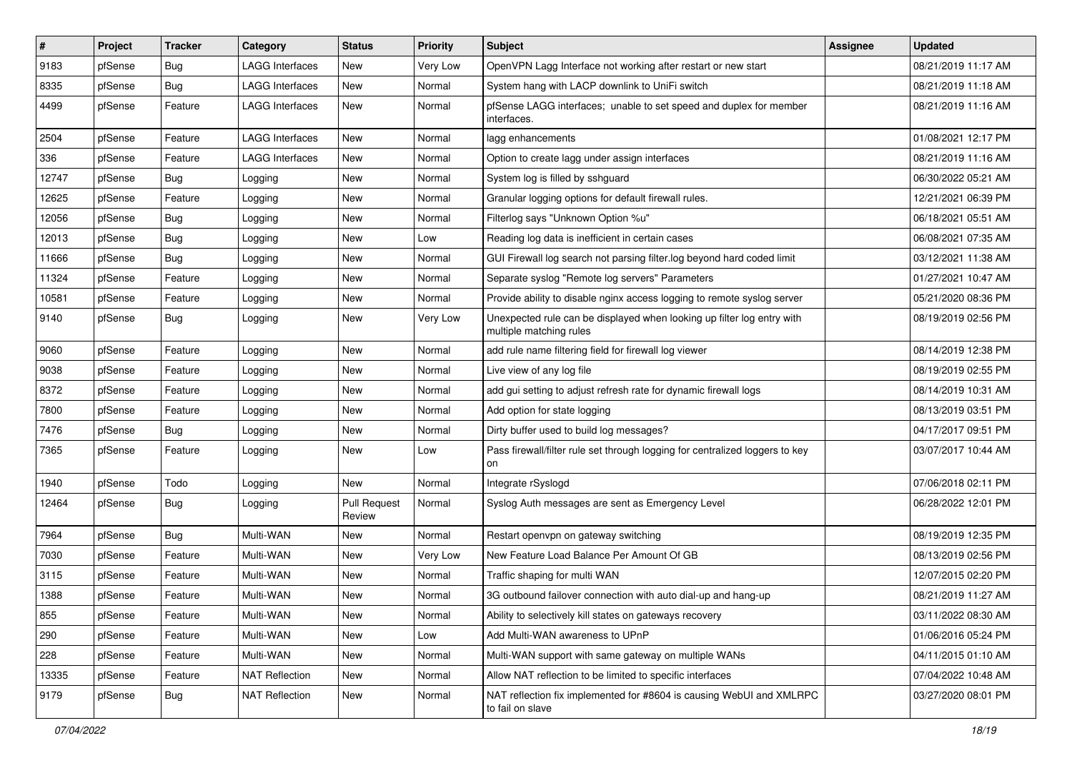| # | Project | Tracker | Category | Status | Priority | Subject | Assignee | Updated |
|---|---|---|---|---|---|---|---|---|
| 9183 | pfSense | Bug | LAGG Interfaces | New | Very Low | OpenVPN Lagg Interface not working after restart or new start | | 08/21/2019 11:17 AM |
| 8335 | pfSense | Bug | LAGG Interfaces | New | Normal | System hang with LACP downlink to UniFi switch | | 08/21/2019 11:18 AM |
| 4499 | pfSense | Feature | LAGG Interfaces | New | Normal | pfSense LAGG interfaces; unable to set speed and duplex for member interfaces. | | 08/21/2019 11:16 AM |
| 2504 | pfSense | Feature | LAGG Interfaces | New | Normal | lagg enhancements | | 01/08/2021 12:17 PM |
| 336 | pfSense | Feature | LAGG Interfaces | New | Normal | Option to create lagg under assign interfaces | | 08/21/2019 11:16 AM |
| 12747 | pfSense | Bug | Logging | New | Normal | System log is filled by sshguard | | 06/30/2022 05:21 AM |
| 12625 | pfSense | Feature | Logging | New | Normal | Granular logging options for default firewall rules. | | 12/21/2021 06:39 PM |
| 12056 | pfSense | Bug | Logging | New | Normal | Filterlog says "Unknown Option %u" | | 06/18/2021 05:51 AM |
| 12013 | pfSense | Bug | Logging | New | Low | Reading log data is inefficient in certain cases | | 06/08/2021 07:35 AM |
| 11666 | pfSense | Bug | Logging | New | Normal | GUI Firewall log search not parsing filter.log beyond hard coded limit | | 03/12/2021 11:38 AM |
| 11324 | pfSense | Feature | Logging | New | Normal | Separate syslog "Remote log servers" Parameters | | 01/27/2021 10:47 AM |
| 10581 | pfSense | Feature | Logging | New | Normal | Provide ability to disable nginx access logging to remote syslog server | | 05/21/2020 08:36 PM |
| 9140 | pfSense | Bug | Logging | New | Very Low | Unexpected rule can be displayed when looking up filter log entry with multiple matching rules | | 08/19/2019 02:56 PM |
| 9060 | pfSense | Feature | Logging | New | Normal | add rule name filtering field for firewall log viewer | | 08/14/2019 12:38 PM |
| 9038 | pfSense | Feature | Logging | New | Normal | Live view of any log file | | 08/19/2019 02:55 PM |
| 8372 | pfSense | Feature | Logging | New | Normal | add gui setting to adjust refresh rate for dynamic firewall logs | | 08/14/2019 10:31 AM |
| 7800 | pfSense | Feature | Logging | New | Normal | Add option for state logging | | 08/13/2019 03:51 PM |
| 7476 | pfSense | Bug | Logging | New | Normal | Dirty buffer used to build log messages? | | 04/17/2017 09:51 PM |
| 7365 | pfSense | Feature | Logging | New | Low | Pass firewall/filter rule set through logging for centralized loggers to key on | | 03/07/2017 10:44 AM |
| 1940 | pfSense | Todo | Logging | New | Normal | Integrate rSyslogd | | 07/06/2018 02:11 PM |
| 12464 | pfSense | Bug | Logging | Pull Request Review | Normal | Syslog Auth messages are sent as Emergency Level | | 06/28/2022 12:01 PM |
| 7964 | pfSense | Bug | Multi-WAN | New | Normal | Restart openvpn on gateway switching | | 08/19/2019 12:35 PM |
| 7030 | pfSense | Feature | Multi-WAN | New | Very Low | New Feature Load Balance Per Amount Of GB | | 08/13/2019 02:56 PM |
| 3115 | pfSense | Feature | Multi-WAN | New | Normal | Traffic shaping for multi WAN | | 12/07/2015 02:20 PM |
| 1388 | pfSense | Feature | Multi-WAN | New | Normal | 3G outbound failover connection with auto dial-up and hang-up | | 08/21/2019 11:27 AM |
| 855 | pfSense | Feature | Multi-WAN | New | Normal | Ability to selectively kill states on gateways recovery | | 03/11/2022 08:30 AM |
| 290 | pfSense | Feature | Multi-WAN | New | Low | Add Multi-WAN awareness to UPnP | | 01/06/2016 05:24 PM |
| 228 | pfSense | Feature | Multi-WAN | New | Normal | Multi-WAN support with same gateway on multiple WANs | | 04/11/2015 01:10 AM |
| 13335 | pfSense | Feature | NAT Reflection | New | Normal | Allow NAT reflection to be limited to specific interfaces | | 07/04/2022 10:48 AM |
| 9179 | pfSense | Bug | NAT Reflection | New | Normal | NAT reflection fix implemented for #8604 is causing WebUI and XMLRPC to fail on slave | | 03/27/2020 08:01 PM |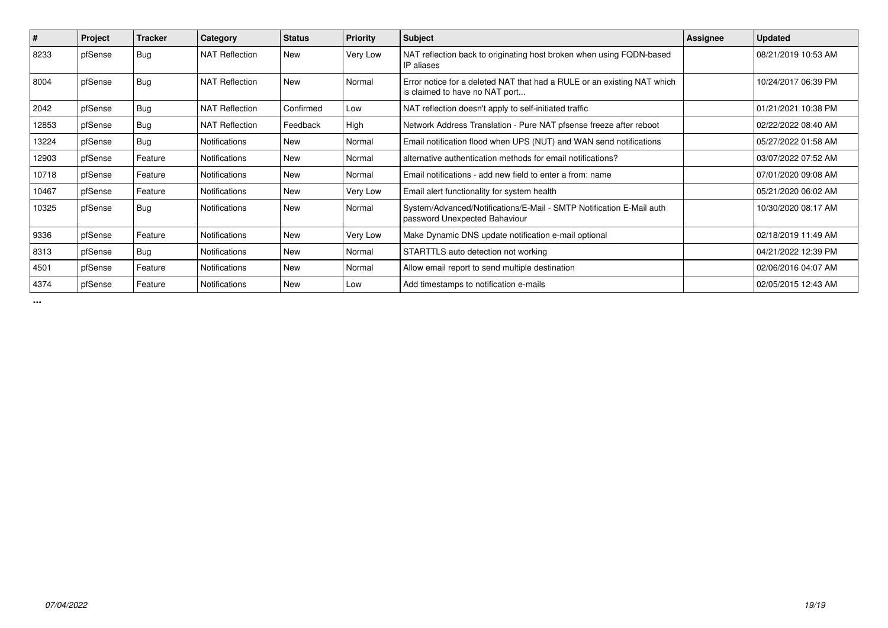| # | Project | Tracker | Category | Status | Priority | Subject | Assignee | Updated |
|---|---|---|---|---|---|---|---|---|
| 8233 | pfSense | Bug | NAT Reflection | New | Very Low | NAT reflection back to originating host broken when using FQDN-based IP aliases | | 08/21/2019 10:53 AM |
| 8004 | pfSense | Bug | NAT Reflection | New | Normal | Error notice for a deleted NAT that had a RULE or an existing NAT which is claimed to have no NAT port... | | 10/24/2017 06:39 PM |
| 2042 | pfSense | Bug | NAT Reflection | Confirmed | Low | NAT reflection doesn't apply to self-initiated traffic | | 01/21/2021 10:38 PM |
| 12853 | pfSense | Bug | NAT Reflection | Feedback | High | Network Address Translation - Pure NAT pfsense freeze after reboot | | 02/22/2022 08:40 AM |
| 13224 | pfSense | Bug | Notifications | New | Normal | Email notification flood when UPS (NUT) and WAN send notifications | | 05/27/2022 01:58 AM |
| 12903 | pfSense | Feature | Notifications | New | Normal | alternative authentication methods for email notifications? | | 03/07/2022 07:52 AM |
| 10718 | pfSense | Feature | Notifications | New | Normal | Email notifications - add new field to enter a from: name | | 07/01/2020 09:08 AM |
| 10467 | pfSense | Feature | Notifications | New | Very Low | Email alert functionality for system health | | 05/21/2020 06:02 AM |
| 10325 | pfSense | Bug | Notifications | New | Normal | System/Advanced/Notifications/E-Mail - SMTP Notification E-Mail auth password Unexpected Bahaviour | | 10/30/2020 08:17 AM |
| 9336 | pfSense | Feature | Notifications | New | Very Low | Make Dynamic DNS update notification e-mail optional | | 02/18/2019 11:49 AM |
| 8313 | pfSense | Bug | Notifications | New | Normal | STARTTLS auto detection not working | | 04/21/2022 12:39 PM |
| 4501 | pfSense | Feature | Notifications | New | Normal | Allow email report to send multiple destination | | 02/06/2016 04:07 AM |
| 4374 | pfSense | Feature | Notifications | New | Low | Add timestamps to notification e-mails | | 02/05/2015 12:43 AM |

...